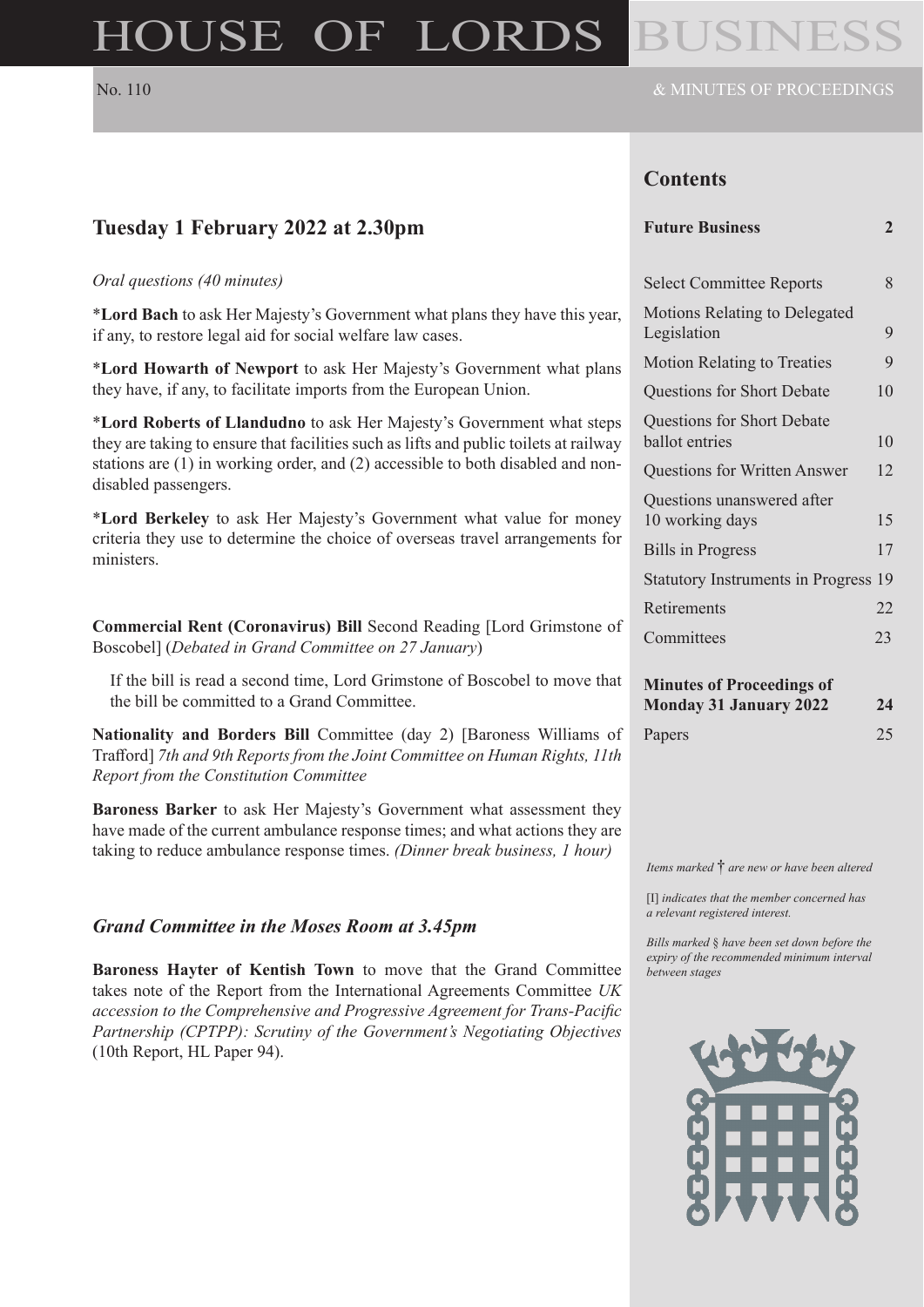# HOUSE OF LORDS BUSINESS

No. 110 & MINUTES OF PROCEEDINGS

## Tuesday 1 February 2022 at 2.30pm

*Oral questions (40 minutes)*

***Lord Bach** to ask Her Majesty's Government what plans they have this year, if any, to restore legal aid for social welfare law cases.

***Lord Howarth of Newport** to ask Her Majesty's Government what plans they have, if any, to facilitate imports from the European Union.

***Lord Roberts of Llandudno** to ask Her Majesty's Government what steps they are taking to ensure that facilities such as lifts and public toilets at railway stations are (1) in working order, and (2) accessible to both disabled and non-disabled passengers.

***Lord Berkeley** to ask Her Majesty's Government what value for money criteria they use to determine the choice of overseas travel arrangements for ministers.

**Commercial Rent (Coronavirus) Bill** Second Reading [Lord Grimstone of Boscobel] (*Debated in Grand Committee on 27 January*)

If the bill is read a second time, Lord Grimstone of Boscobel to move that the bill be committed to a Grand Committee.

**Nationality and Borders Bill** Committee (day 2) [Baroness Williams of Trafford] *7th and 9th Reports from the Joint Committee on Human Rights, 11th Report from the Constitution Committee*

**Baroness Barker** to ask Her Majesty's Government what assessment they have made of the current ambulance response times; and what actions they are taking to reduce ambulance response times. *(Dinner break business, 1 hour)*

### *Grand Committee in the Moses Room at 3.45pm*

**Baroness Hayter of Kentish Town** to move that the Grand Committee takes note of the Report from the International Agreements Committee *UK accession to the Comprehensive and Progressive Agreement for Trans-Pacific Partnership (CPTPP): Scrutiny of the Government's Negotiating Objectives* (10th Report, HL Paper 94).

## Contents

| | |
|---|---|
| **Future Business** | **2** |
| Select Committee Reports | 8 |
| Motions Relating to Delegated Legislation | 9 |
| Motion Relating to Treaties | 9 |
| Questions for Short Debate | 10 |
| Questions for Short Debate ballot entries | 10 |
| Questions for Written Answer | 12 |
| Questions unanswered after 10 working days | 15 |
| Bills in Progress | 17 |
| Statutory Instruments in Progress | 19 |
| Retirements | 22 |
| Committees | 23 |
| **Minutes of Proceedings of Monday 31 January 2022** | **24** |
| Papers | 25 |

*Items marked † are new or have been altered*

[I] *indicates that the member concerned has a relevant registered interest.*

*Bills marked § have been set down before the expiry of the recommended minimum interval between stages*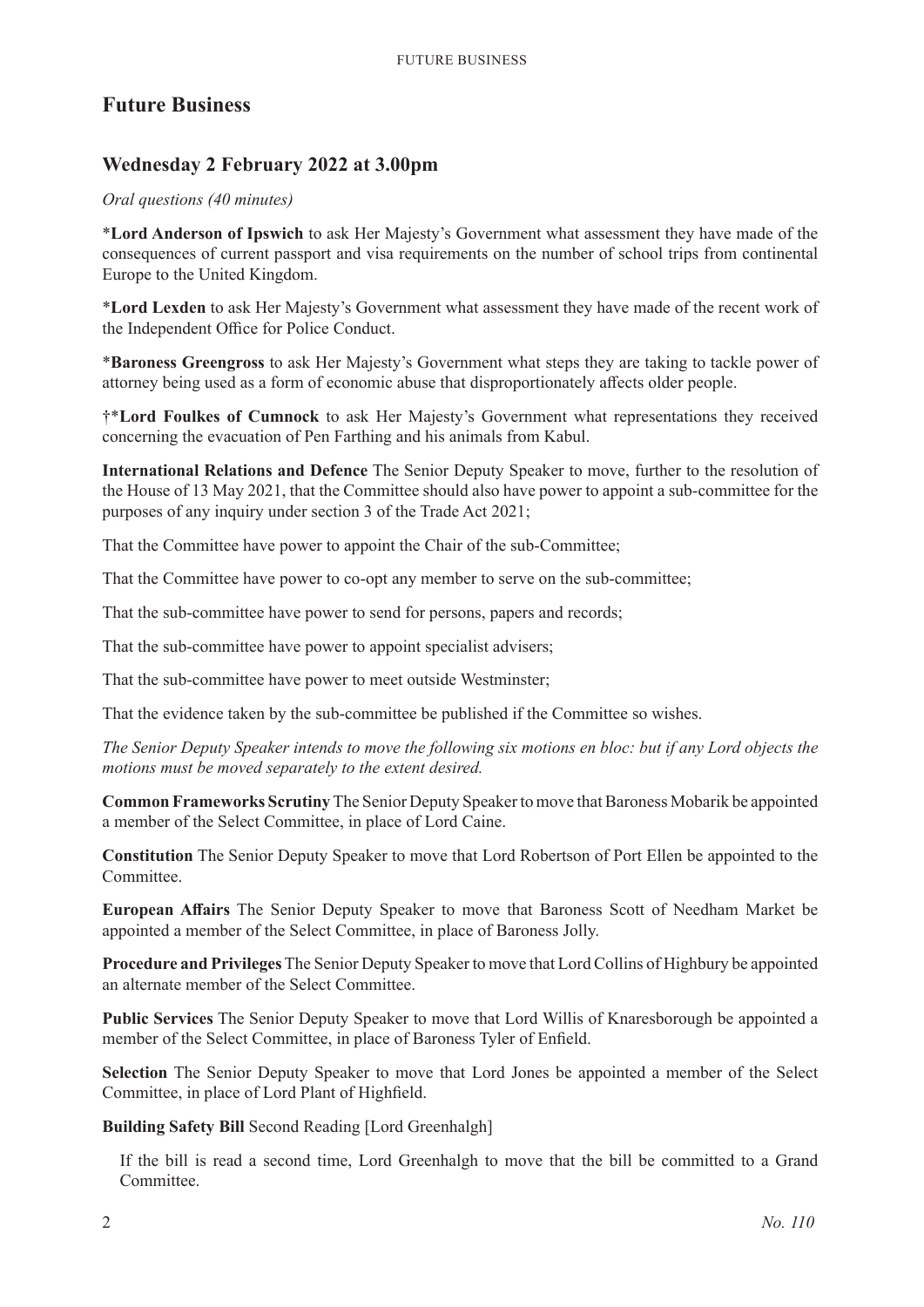# Future Business

## Wednesday 2 February 2022 at 3.00pm

*Oral questions (40 minutes)*

***Lord Anderson of Ipswich** to ask Her Majesty's Government what assessment they have made of the consequences of current passport and visa requirements on the number of school trips from continental Europe to the United Kingdom.

***Lord Lexden** to ask Her Majesty's Government what assessment they have made of the recent work of the Independent Office for Police Conduct.

***Baroness Greengross** to ask Her Majesty's Government what steps they are taking to tackle power of attorney being used as a form of economic abuse that disproportionately affects older people.

†***Lord Foulkes of Cumnock** to ask Her Majesty's Government what representations they received concerning the evacuation of Pen Farthing and his animals from Kabul.

**International Relations and Defence** The Senior Deputy Speaker to move, further to the resolution of the House of 13 May 2021, that the Committee should also have power to appoint a sub-committee for the purposes of any inquiry under section 3 of the Trade Act 2021;

That the Committee have power to appoint the Chair of the sub-Committee;

That the Committee have power to co-opt any member to serve on the sub-committee;

That the sub-committee have power to send for persons, papers and records;

That the sub-committee have power to appoint specialist advisers;

That the sub-committee have power to meet outside Westminster;

That the evidence taken by the sub-committee be published if the Committee so wishes.

*The Senior Deputy Speaker intends to move the following six motions en bloc: but if any Lord objects the motions must be moved separately to the extent desired.*

**Common Frameworks Scrutiny** The Senior Deputy Speaker to move that Baroness Mobarik be appointed a member of the Select Committee, in place of Lord Caine.

**Constitution** The Senior Deputy Speaker to move that Lord Robertson of Port Ellen be appointed to the Committee.

**European Affairs** The Senior Deputy Speaker to move that Baroness Scott of Needham Market be appointed a member of the Select Committee, in place of Baroness Jolly.

**Procedure and Privileges** The Senior Deputy Speaker to move that Lord Collins of Highbury be appointed an alternate member of the Select Committee.

**Public Services** The Senior Deputy Speaker to move that Lord Willis of Knaresborough be appointed a member of the Select Committee, in place of Baroness Tyler of Enfield.

**Selection** The Senior Deputy Speaker to move that Lord Jones be appointed a member of the Select Committee, in place of Lord Plant of Highfield.

**Building Safety Bill** Second Reading [Lord Greenhalgh]

If the bill is read a second time, Lord Greenhalgh to move that the bill be committed to a Grand Committee.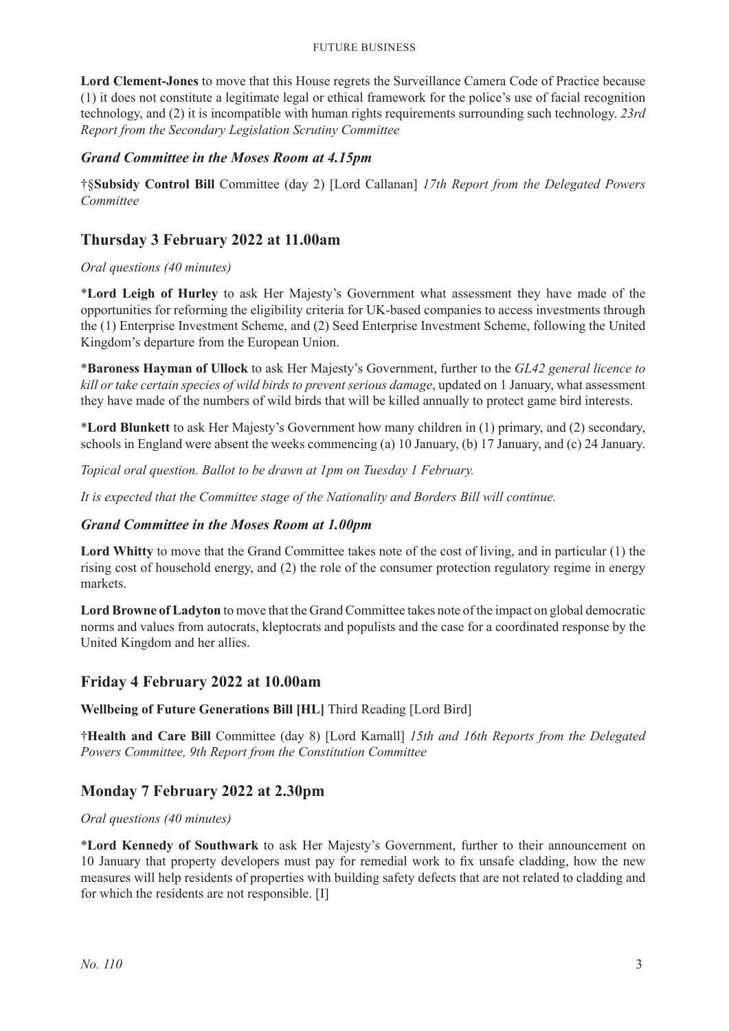**Lord Clement-Jones** to move that this House regrets the Surveillance Camera Code of Practice because (1) it does not constitute a legitimate legal or ethical framework for the police's use of facial recognition technology, and (2) it is incompatible with human rights requirements surrounding such technology. *23rd Report from the Secondary Legislation Scrutiny Committee*

### *Grand Committee in the Moses Room at 4.15pm*

†§**Subsidy Control Bill** Committee (day 2) [Lord Callanan] *17th Report from the Delegated Powers Committee*

## Thursday 3 February 2022 at 11.00am

*Oral questions (40 minutes)*

*​**Lord Leigh of Hurley** to ask Her Majesty's Government what assessment they have made of the opportunities for reforming the eligibility criteria for UK-based companies to access investments through the (1) Enterprise Investment Scheme, and (2) Seed Enterprise Investment Scheme, following the United Kingdom's departure from the European Union.

*​**Baroness Hayman of Ullock** to ask Her Majesty's Government, further to the *GL42 general licence to kill or take certain species of wild birds to prevent serious damage*, updated on 1 January, what assessment they have made of the numbers of wild birds that will be killed annually to protect game bird interests.

*​**Lord Blunkett** to ask Her Majesty's Government how many children in (1) primary, and (2) secondary, schools in England were absent the weeks commencing (a) 10 January, (b) 17 January, and (c) 24 January.

*Topical oral question. Ballot to be drawn at 1pm on Tuesday 1 February.*

*It is expected that the Committee stage of the Nationality and Borders Bill will continue.*

### *Grand Committee in the Moses Room at 1.00pm*

**Lord Whitty** to move that the Grand Committee takes note of the cost of living, and in particular (1) the rising cost of household energy, and (2) the role of the consumer protection regulatory regime in energy markets.

**Lord Browne of Ladyton** to move that the Grand Committee takes note of the impact on global democratic norms and values from autocrats, kleptocrats and populists and the case for a coordinated response by the United Kingdom and her allies.

## Friday 4 February 2022 at 10.00am

**Wellbeing of Future Generations Bill [HL]** Third Reading [Lord Bird]

†**Health and Care Bill** Committee (day 8) [Lord Kamall] *15th and 16th Reports from the Delegated Powers Committee, 9th Report from the Constitution Committee*

## Monday 7 February 2022 at 2.30pm

*Oral questions (40 minutes)*

*​**Lord Kennedy of Southwark** to ask Her Majesty's Government, further to their announcement on 10 January that property developers must pay for remedial work to fix unsafe cladding, how the new measures will help residents of properties with building safety defects that are not related to cladding and for which the residents are not responsible. [I]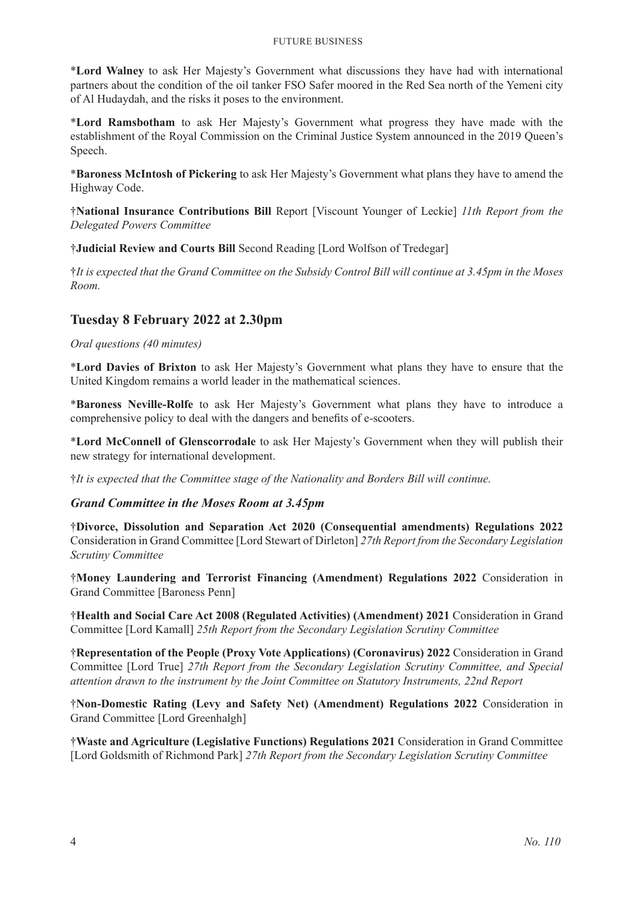\***Lord Walney** to ask Her Majesty's Government what discussions they have had with international partners about the condition of the oil tanker FSO Safer moored in the Red Sea north of the Yemeni city of Al Hudaydah, and the risks it poses to the environment.

\***Lord Ramsbotham** to ask Her Majesty's Government what progress they have made with the establishment of the Royal Commission on the Criminal Justice System announced in the 2019 Queen's Speech.

\***Baroness McIntosh of Pickering** to ask Her Majesty's Government what plans they have to amend the Highway Code.

†**National Insurance Contributions Bill** Report [Viscount Younger of Leckie] *11th Report from the Delegated Powers Committee*

†**Judicial Review and Courts Bill** Second Reading [Lord Wolfson of Tredegar]

†*It is expected that the Grand Committee on the Subsidy Control Bill will continue at 3.45pm in the Moses Room.*

## Tuesday 8 February 2022 at 2.30pm

*Oral questions (40 minutes)*

\***Lord Davies of Brixton** to ask Her Majesty's Government what plans they have to ensure that the United Kingdom remains a world leader in the mathematical sciences.

\***Baroness Neville-Rolfe** to ask Her Majesty's Government what plans they have to introduce a comprehensive policy to deal with the dangers and benefits of e-scooters.

\***Lord McConnell of Glenscorrodale** to ask Her Majesty's Government when they will publish their new strategy for international development.

†*It is expected that the Committee stage of the Nationality and Borders Bill will continue.*

### *Grand Committee in the Moses Room at 3.45pm*

†**Divorce, Dissolution and Separation Act 2020 (Consequential amendments) Regulations 2022** Consideration in Grand Committee [Lord Stewart of Dirleton] *27th Report from the Secondary Legislation Scrutiny Committee*

†**Money Laundering and Terrorist Financing (Amendment) Regulations 2022** Consideration in Grand Committee [Baroness Penn]

†**Health and Social Care Act 2008 (Regulated Activities) (Amendment) 2021** Consideration in Grand Committee [Lord Kamall] *25th Report from the Secondary Legislation Scrutiny Committee*

†**Representation of the People (Proxy Vote Applications) (Coronavirus) 2022** Consideration in Grand Committee [Lord True] *27th Report from the Secondary Legislation Scrutiny Committee, and Special attention drawn to the instrument by the Joint Committee on Statutory Instruments, 22nd Report*

†**Non-Domestic Rating (Levy and Safety Net) (Amendment) Regulations 2022** Consideration in Grand Committee [Lord Greenhalgh]

†**Waste and Agriculture (Legislative Functions) Regulations 2021** Consideration in Grand Committee [Lord Goldsmith of Richmond Park] *27th Report from the Secondary Legislation Scrutiny Committee*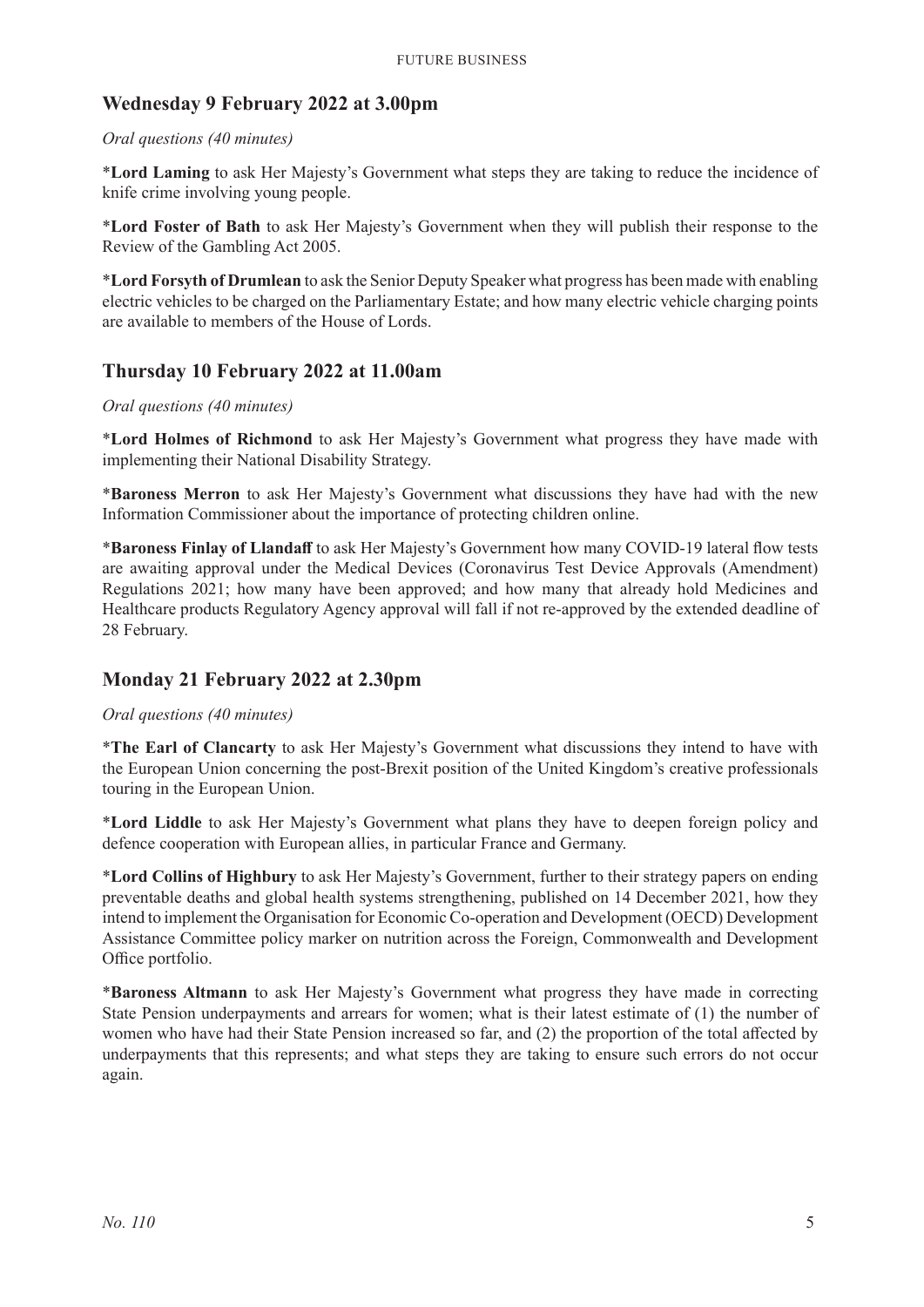## Wednesday 9 February 2022 at 3.00pm

*Oral questions (40 minutes)*

***Lord Laming** to ask Her Majesty's Government what steps they are taking to reduce the incidence of knife crime involving young people.

***Lord Foster of Bath** to ask Her Majesty's Government when they will publish their response to the Review of the Gambling Act 2005.

***Lord Forsyth of Drumlean** to ask the Senior Deputy Speaker what progress has been made with enabling electric vehicles to be charged on the Parliamentary Estate; and how many electric vehicle charging points are available to members of the House of Lords.

## Thursday 10 February 2022 at 11.00am

*Oral questions (40 minutes)*

***Lord Holmes of Richmond** to ask Her Majesty's Government what progress they have made with implementing their National Disability Strategy.

***Baroness Merron** to ask Her Majesty's Government what discussions they have had with the new Information Commissioner about the importance of protecting children online.

***Baroness Finlay of Llandaff** to ask Her Majesty's Government how many COVID-19 lateral flow tests are awaiting approval under the Medical Devices (Coronavirus Test Device Approvals (Amendment) Regulations 2021; how many have been approved; and how many that already hold Medicines and Healthcare products Regulatory Agency approval will fall if not re-approved by the extended deadline of 28 February.

## Monday 21 February 2022 at 2.30pm

*Oral questions (40 minutes)*

***The Earl of Clancarty** to ask Her Majesty's Government what discussions they intend to have with the European Union concerning the post-Brexit position of the United Kingdom's creative professionals touring in the European Union.

***Lord Liddle** to ask Her Majesty's Government what plans they have to deepen foreign policy and defence cooperation with European allies, in particular France and Germany.

***Lord Collins of Highbury** to ask Her Majesty's Government, further to their strategy papers on ending preventable deaths and global health systems strengthening, published on 14 December 2021, how they intend to implement the Organisation for Economic Co-operation and Development (OECD) Development Assistance Committee policy marker on nutrition across the Foreign, Commonwealth and Development Office portfolio.

***Baroness Altmann** to ask Her Majesty's Government what progress they have made in correcting State Pension underpayments and arrears for women; what is their latest estimate of (1) the number of women who have had their State Pension increased so far, and (2) the proportion of the total affected by underpayments that this represents; and what steps they are taking to ensure such errors do not occur again.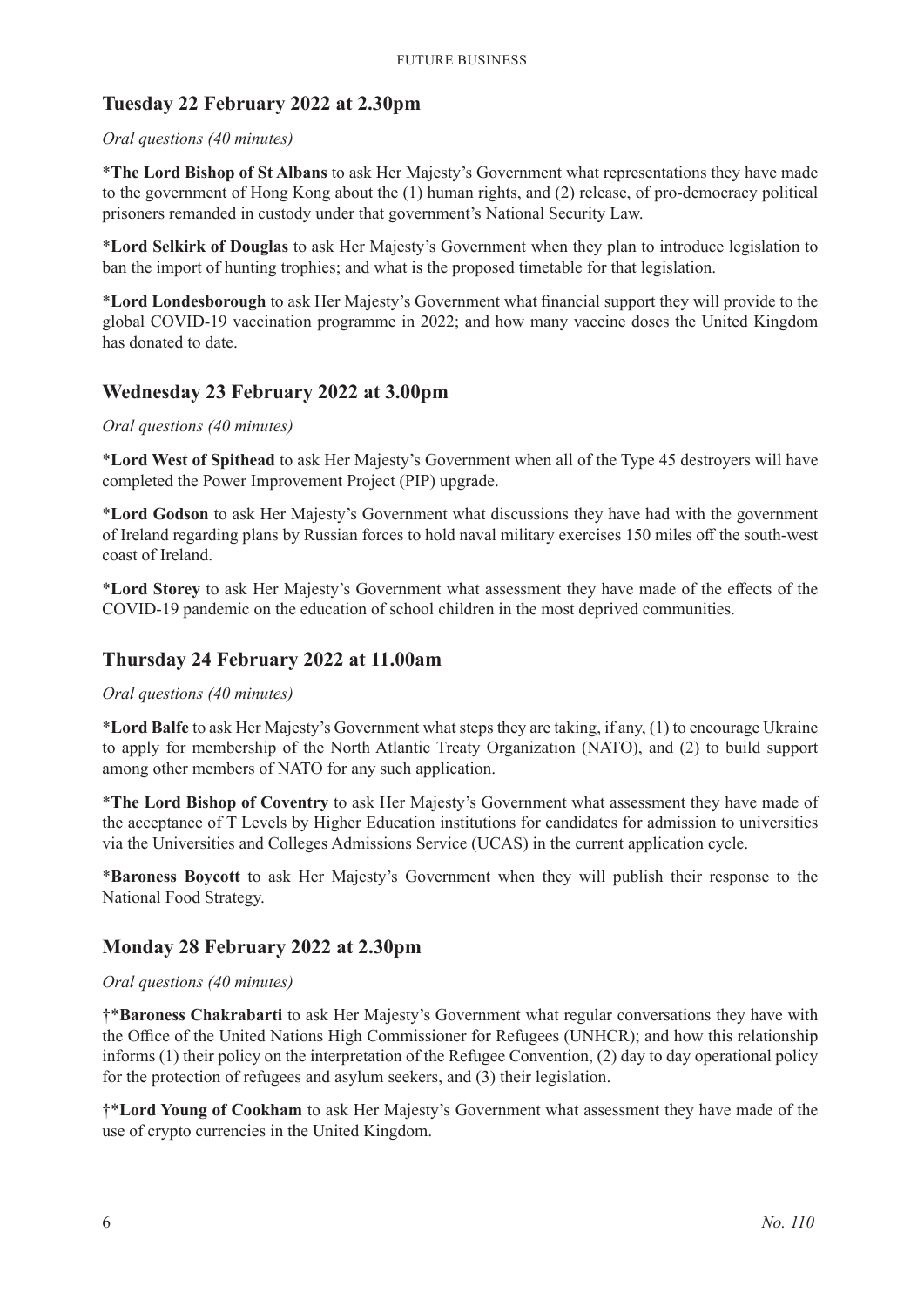## Tuesday 22 February 2022 at 2.30pm

*Oral questions (40 minutes)*

\***The Lord Bishop of St Albans** to ask Her Majesty's Government what representations they have made to the government of Hong Kong about the (1) human rights, and (2) release, of pro-democracy political prisoners remanded in custody under that government's National Security Law.

\***Lord Selkirk of Douglas** to ask Her Majesty's Government when they plan to introduce legislation to ban the import of hunting trophies; and what is the proposed timetable for that legislation.

\***Lord Londesborough** to ask Her Majesty's Government what financial support they will provide to the global COVID-19 vaccination programme in 2022; and how many vaccine doses the United Kingdom has donated to date.

## Wednesday 23 February 2022 at 3.00pm

*Oral questions (40 minutes)*

\***Lord West of Spithead** to ask Her Majesty's Government when all of the Type 45 destroyers will have completed the Power Improvement Project (PIP) upgrade.

\***Lord Godson** to ask Her Majesty's Government what discussions they have had with the government of Ireland regarding plans by Russian forces to hold naval military exercises 150 miles off the south-west coast of Ireland.

\***Lord Storey** to ask Her Majesty's Government what assessment they have made of the effects of the COVID-19 pandemic on the education of school children in the most deprived communities.

## Thursday 24 February 2022 at 11.00am

*Oral questions (40 minutes)*

\***Lord Balfe** to ask Her Majesty's Government what steps they are taking, if any, (1) to encourage Ukraine to apply for membership of the North Atlantic Treaty Organization (NATO), and (2) to build support among other members of NATO for any such application.

\***The Lord Bishop of Coventry** to ask Her Majesty's Government what assessment they have made of the acceptance of T Levels by Higher Education institutions for candidates for admission to universities via the Universities and Colleges Admissions Service (UCAS) in the current application cycle.

\***Baroness Boycott** to ask Her Majesty's Government when they will publish their response to the National Food Strategy.

## Monday 28 February 2022 at 2.30pm

*Oral questions (40 minutes)*

†\***Baroness Chakrabarti** to ask Her Majesty's Government what regular conversations they have with the Office of the United Nations High Commissioner for Refugees (UNHCR); and how this relationship informs (1) their policy on the interpretation of the Refugee Convention, (2) day to day operational policy for the protection of refugees and asylum seekers, and (3) their legislation.

†\***Lord Young of Cookham** to ask Her Majesty's Government what assessment they have made of the use of crypto currencies in the United Kingdom.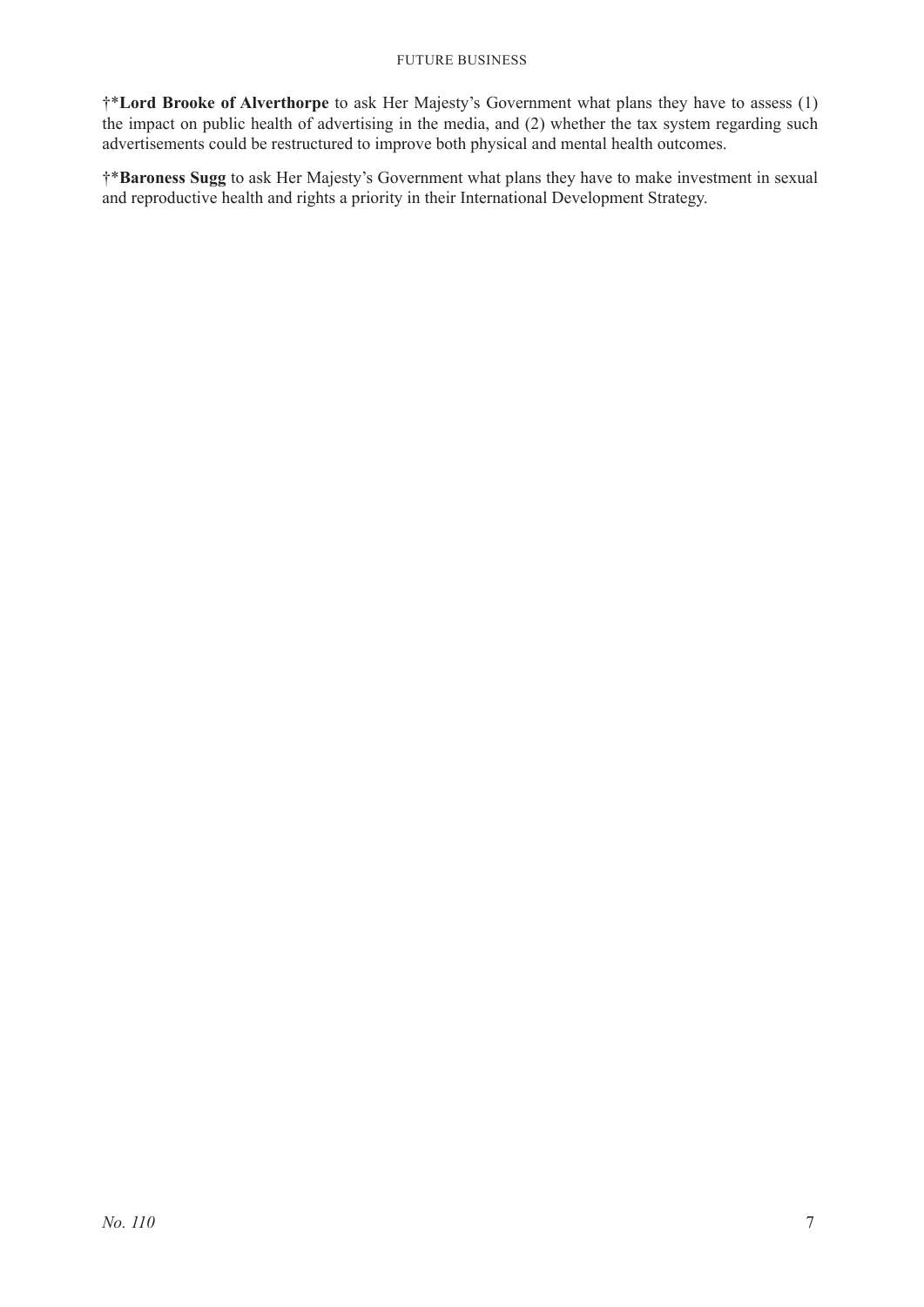†*​**Lord Brooke of Alverthorpe** to ask Her Majesty's Government what plans they have to assess (1) the impact on public health of advertising in the media, and (2) whether the tax system regarding such advertisements could be restructured to improve both physical and mental health outcomes.

†*​**Baroness Sugg** to ask Her Majesty's Government what plans they have to make investment in sexual and reproductive health and rights a priority in their International Development Strategy.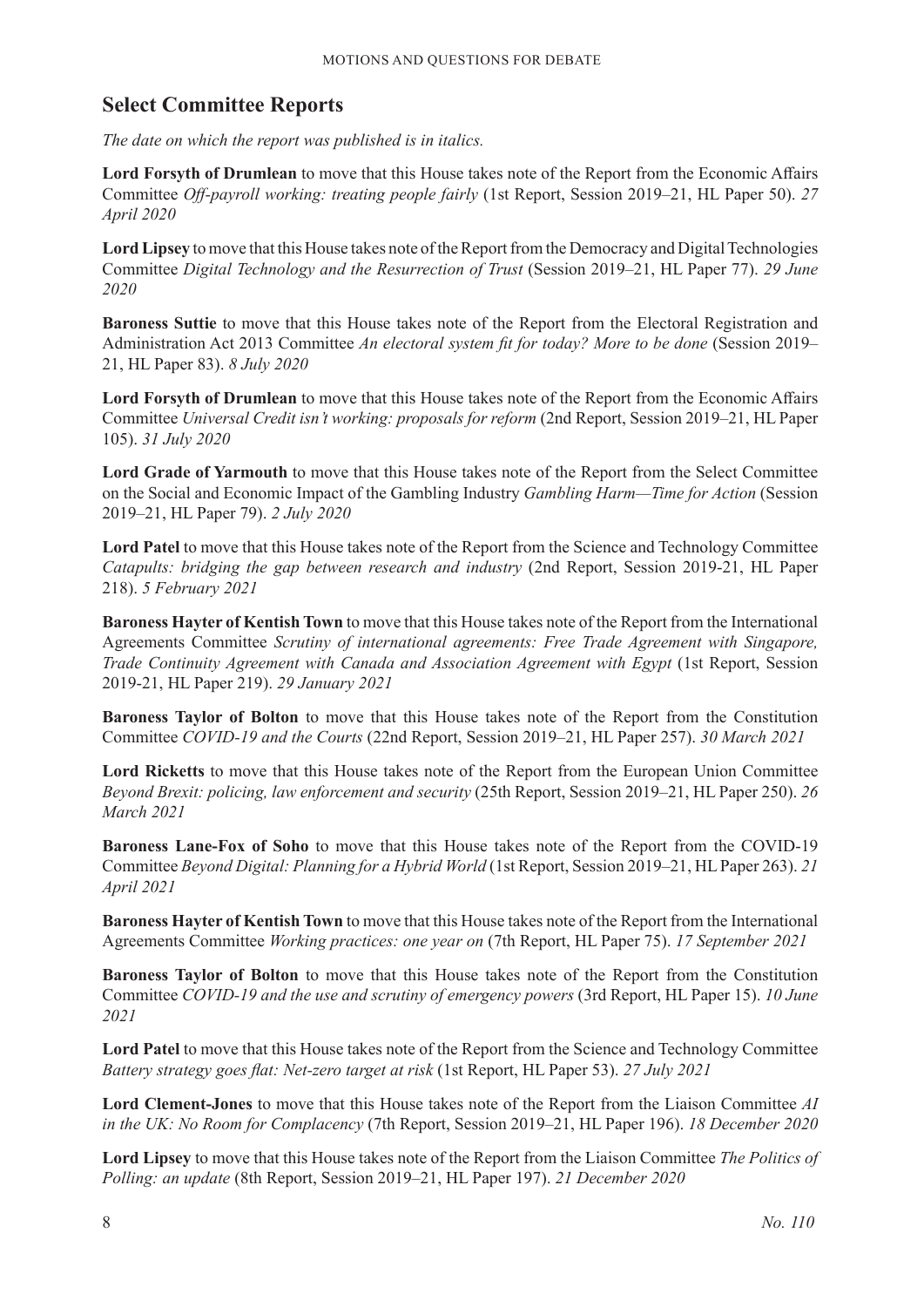## Select Committee Reports

*The date on which the report was published is in italics.*

**Lord Forsyth of Drumlean** to move that this House takes note of the Report from the Economic Affairs Committee *Off-payroll working: treating people fairly* (1st Report, Session 2019–21, HL Paper 50). *27 April 2020*

**Lord Lipsey** to move that this House takes note of the Report from the Democracy and Digital Technologies Committee *Digital Technology and the Resurrection of Trust* (Session 2019–21, HL Paper 77). *29 June 2020*

**Baroness Suttie** to move that this House takes note of the Report from the Electoral Registration and Administration Act 2013 Committee *An electoral system fit for today? More to be done* (Session 2019–21, HL Paper 83). *8 July 2020*

**Lord Forsyth of Drumlean** to move that this House takes note of the Report from the Economic Affairs Committee *Universal Credit isn't working: proposals for reform* (2nd Report, Session 2019–21, HL Paper 105). *31 July 2020*

**Lord Grade of Yarmouth** to move that this House takes note of the Report from the Select Committee on the Social and Economic Impact of the Gambling Industry *Gambling Harm—Time for Action* (Session 2019–21, HL Paper 79). *2 July 2020*

**Lord Patel** to move that this House takes note of the Report from the Science and Technology Committee *Catapults: bridging the gap between research and industry* (2nd Report, Session 2019-21, HL Paper 218). *5 February 2021*

**Baroness Hayter of Kentish Town** to move that this House takes note of the Report from the International Agreements Committee *Scrutiny of international agreements: Free Trade Agreement with Singapore, Trade Continuity Agreement with Canada and Association Agreement with Egypt* (1st Report, Session 2019-21, HL Paper 219). *29 January 2021*

**Baroness Taylor of Bolton** to move that this House takes note of the Report from the Constitution Committee *COVID-19 and the Courts* (22nd Report, Session 2019–21, HL Paper 257). *30 March 2021*

**Lord Ricketts** to move that this House takes note of the Report from the European Union Committee *Beyond Brexit: policing, law enforcement and security* (25th Report, Session 2019–21, HL Paper 250). *26 March 2021*

**Baroness Lane-Fox of Soho** to move that this House takes note of the Report from the COVID-19 Committee *Beyond Digital: Planning for a Hybrid World* (1st Report, Session 2019–21, HL Paper 263). *21 April 2021*

**Baroness Hayter of Kentish Town** to move that this House takes note of the Report from the International Agreements Committee *Working practices: one year on* (7th Report, HL Paper 75). *17 September 2021*

**Baroness Taylor of Bolton** to move that this House takes note of the Report from the Constitution Committee *COVID-19 and the use and scrutiny of emergency powers* (3rd Report, HL Paper 15). *10 June 2021*

**Lord Patel** to move that this House takes note of the Report from the Science and Technology Committee *Battery strategy goes flat: Net-zero target at risk* (1st Report, HL Paper 53). *27 July 2021*

**Lord Clement-Jones** to move that this House takes note of the Report from the Liaison Committee *AI in the UK: No Room for Complacency* (7th Report, Session 2019–21, HL Paper 196). *18 December 2020*

**Lord Lipsey** to move that this House takes note of the Report from the Liaison Committee *The Politics of Polling: an update* (8th Report, Session 2019–21, HL Paper 197). *21 December 2020*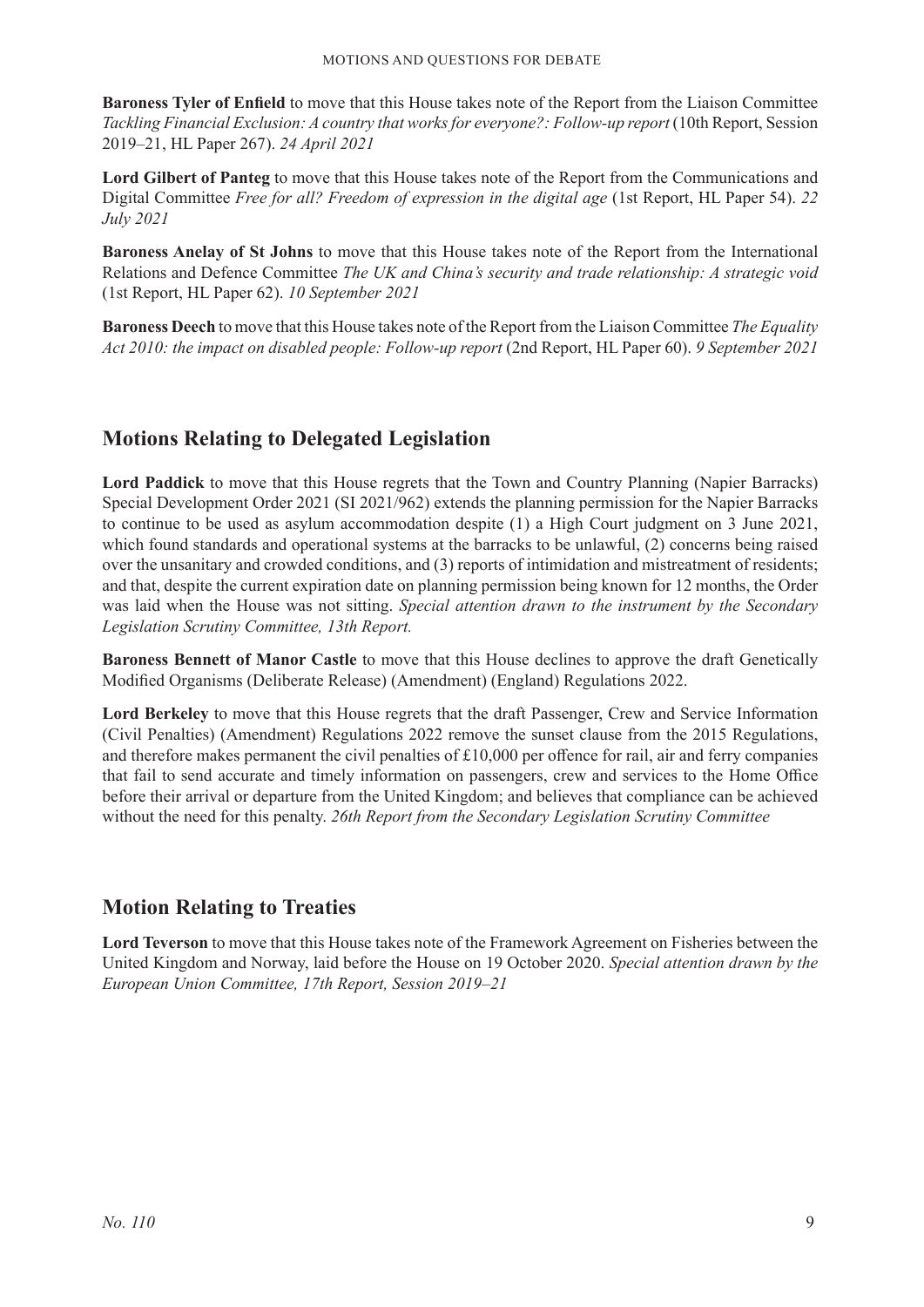**Baroness Tyler of Enfield** to move that this House takes note of the Report from the Liaison Committee *Tackling Financial Exclusion: A country that works for everyone?: Follow-up report* (10th Report, Session 2019–21, HL Paper 267). *24 April 2021*

**Lord Gilbert of Panteg** to move that this House takes note of the Report from the Communications and Digital Committee *Free for all? Freedom of expression in the digital age* (1st Report, HL Paper 54). *22 July 2021*

**Baroness Anelay of St Johns** to move that this House takes note of the Report from the International Relations and Defence Committee *The UK and China's security and trade relationship: A strategic void* (1st Report, HL Paper 62). *10 September 2021*

**Baroness Deech** to move that this House takes note of the Report from the Liaison Committee *The Equality Act 2010: the impact on disabled people: Follow-up report* (2nd Report, HL Paper 60). *9 September 2021*

## Motions Relating to Delegated Legislation

**Lord Paddick** to move that this House regrets that the Town and Country Planning (Napier Barracks) Special Development Order 2021 (SI 2021/962) extends the planning permission for the Napier Barracks to continue to be used as asylum accommodation despite (1) a High Court judgment on 3 June 2021, which found standards and operational systems at the barracks to be unlawful, (2) concerns being raised over the unsanitary and crowded conditions, and (3) reports of intimidation and mistreatment of residents; and that, despite the current expiration date on planning permission being known for 12 months, the Order was laid when the House was not sitting. *Special attention drawn to the instrument by the Secondary Legislation Scrutiny Committee, 13th Report.*

**Baroness Bennett of Manor Castle** to move that this House declines to approve the draft Genetically Modified Organisms (Deliberate Release) (Amendment) (England) Regulations 2022.

**Lord Berkeley** to move that this House regrets that the draft Passenger, Crew and Service Information (Civil Penalties) (Amendment) Regulations 2022 remove the sunset clause from the 2015 Regulations, and therefore makes permanent the civil penalties of £10,000 per offence for rail, air and ferry companies that fail to send accurate and timely information on passengers, crew and services to the Home Office before their arrival or departure from the United Kingdom; and believes that compliance can be achieved without the need for this penalty. *26th Report from the Secondary Legislation Scrutiny Committee*

## Motion Relating to Treaties

**Lord Teverson** to move that this House takes note of the Framework Agreement on Fisheries between the United Kingdom and Norway, laid before the House on 19 October 2020. *Special attention drawn by the European Union Committee, 17th Report, Session 2019–21*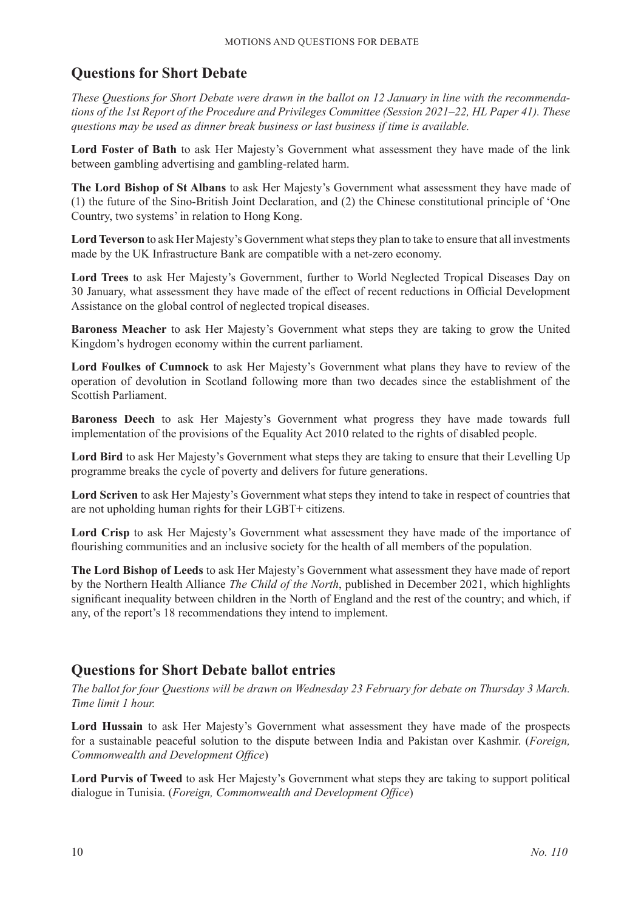## Questions for Short Debate

*These Questions for Short Debate were drawn in the ballot on 12 January in line with the recommendations of the 1st Report of the Procedure and Privileges Committee (Session 2021–22, HL Paper 41). These questions may be used as dinner break business or last business if time is available.*

**Lord Foster of Bath** to ask Her Majesty's Government what assessment they have made of the link between gambling advertising and gambling-related harm.

**The Lord Bishop of St Albans** to ask Her Majesty's Government what assessment they have made of (1) the future of the Sino-British Joint Declaration, and (2) the Chinese constitutional principle of 'One Country, two systems' in relation to Hong Kong.

**Lord Teverson** to ask Her Majesty's Government what steps they plan to take to ensure that all investments made by the UK Infrastructure Bank are compatible with a net-zero economy.

**Lord Trees** to ask Her Majesty's Government, further to World Neglected Tropical Diseases Day on 30 January, what assessment they have made of the effect of recent reductions in Official Development Assistance on the global control of neglected tropical diseases.

**Baroness Meacher** to ask Her Majesty's Government what steps they are taking to grow the United Kingdom's hydrogen economy within the current parliament.

**Lord Foulkes of Cumnock** to ask Her Majesty's Government what plans they have to review of the operation of devolution in Scotland following more than two decades since the establishment of the Scottish Parliament.

**Baroness Deech** to ask Her Majesty's Government what progress they have made towards full implementation of the provisions of the Equality Act 2010 related to the rights of disabled people.

**Lord Bird** to ask Her Majesty's Government what steps they are taking to ensure that their Levelling Up programme breaks the cycle of poverty and delivers for future generations.

**Lord Scriven** to ask Her Majesty's Government what steps they intend to take in respect of countries that are not upholding human rights for their LGBT+ citizens.

**Lord Crisp** to ask Her Majesty's Government what assessment they have made of the importance of flourishing communities and an inclusive society for the health of all members of the population.

**The Lord Bishop of Leeds** to ask Her Majesty's Government what assessment they have made of report by the Northern Health Alliance *The Child of the North*, published in December 2021, which highlights significant inequality between children in the North of England and the rest of the country; and which, if any, of the report's 18 recommendations they intend to implement.

## Questions for Short Debate ballot entries

*The ballot for four Questions will be drawn on Wednesday 23 February for debate on Thursday 3 March. Time limit 1 hour.*

**Lord Hussain** to ask Her Majesty's Government what assessment they have made of the prospects for a sustainable peaceful solution to the dispute between India and Pakistan over Kashmir. (*Foreign, Commonwealth and Development Office*)

**Lord Purvis of Tweed** to ask Her Majesty's Government what steps they are taking to support political dialogue in Tunisia. (*Foreign, Commonwealth and Development Office*)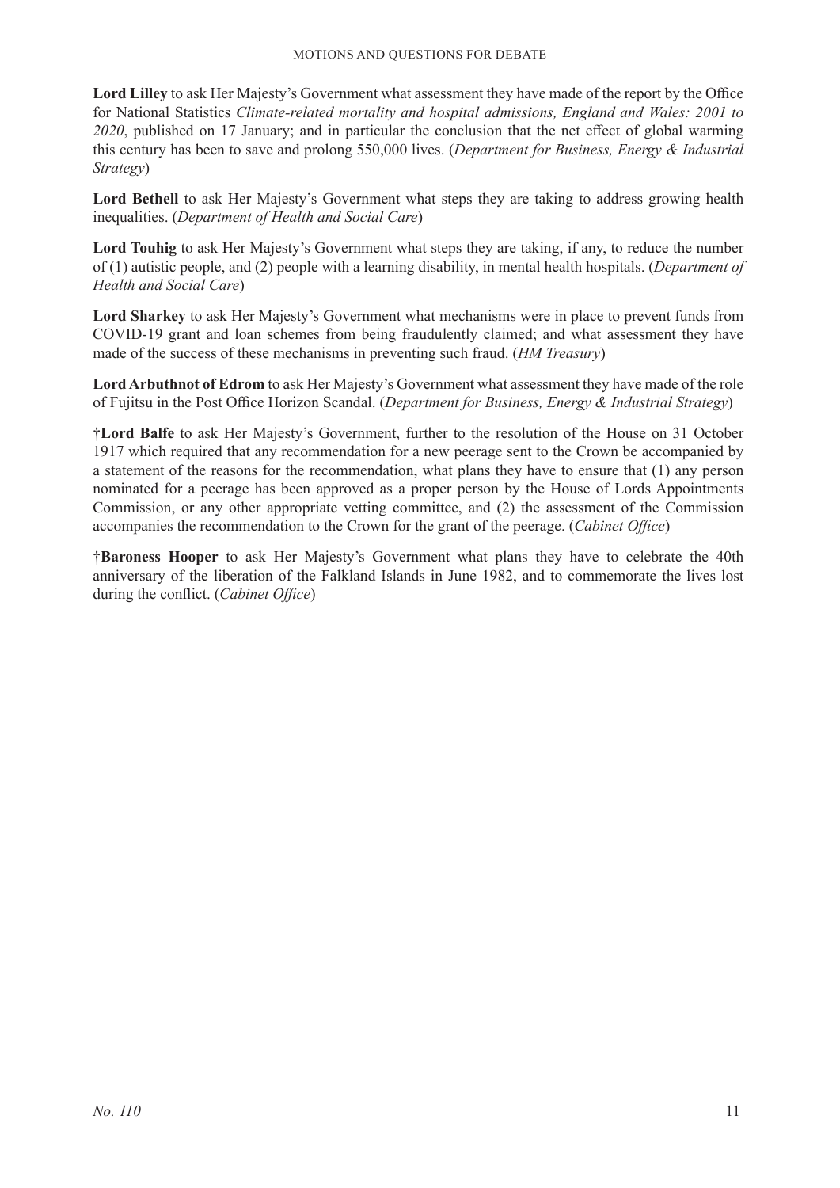**Lord Lilley** to ask Her Majesty's Government what assessment they have made of the report by the Office for National Statistics *Climate-related mortality and hospital admissions, England and Wales: 2001 to 2020*, published on 17 January; and in particular the conclusion that the net effect of global warming this century has been to save and prolong 550,000 lives. (*Department for Business, Energy & Industrial Strategy*)

**Lord Bethell** to ask Her Majesty's Government what steps they are taking to address growing health inequalities. (*Department of Health and Social Care*)

**Lord Touhig** to ask Her Majesty's Government what steps they are taking, if any, to reduce the number of (1) autistic people, and (2) people with a learning disability, in mental health hospitals. (*Department of Health and Social Care*)

**Lord Sharkey** to ask Her Majesty's Government what mechanisms were in place to prevent funds from COVID-19 grant and loan schemes from being fraudulently claimed; and what assessment they have made of the success of these mechanisms in preventing such fraud. (*HM Treasury*)

**Lord Arbuthnot of Edrom** to ask Her Majesty's Government what assessment they have made of the role of Fujitsu in the Post Office Horizon Scandal. (*Department for Business, Energy & Industrial Strategy*)

†**Lord Balfe** to ask Her Majesty's Government, further to the resolution of the House on 31 October 1917 which required that any recommendation for a new peerage sent to the Crown be accompanied by a statement of the reasons for the recommendation, what plans they have to ensure that (1) any person nominated for a peerage has been approved as a proper person by the House of Lords Appointments Commission, or any other appropriate vetting committee, and (2) the assessment of the Commission accompanies the recommendation to the Crown for the grant of the peerage. (*Cabinet Office*)

†**Baroness Hooper** to ask Her Majesty's Government what plans they have to celebrate the 40th anniversary of the liberation of the Falkland Islands in June 1982, and to commemorate the lives lost during the conflict. (*Cabinet Office*)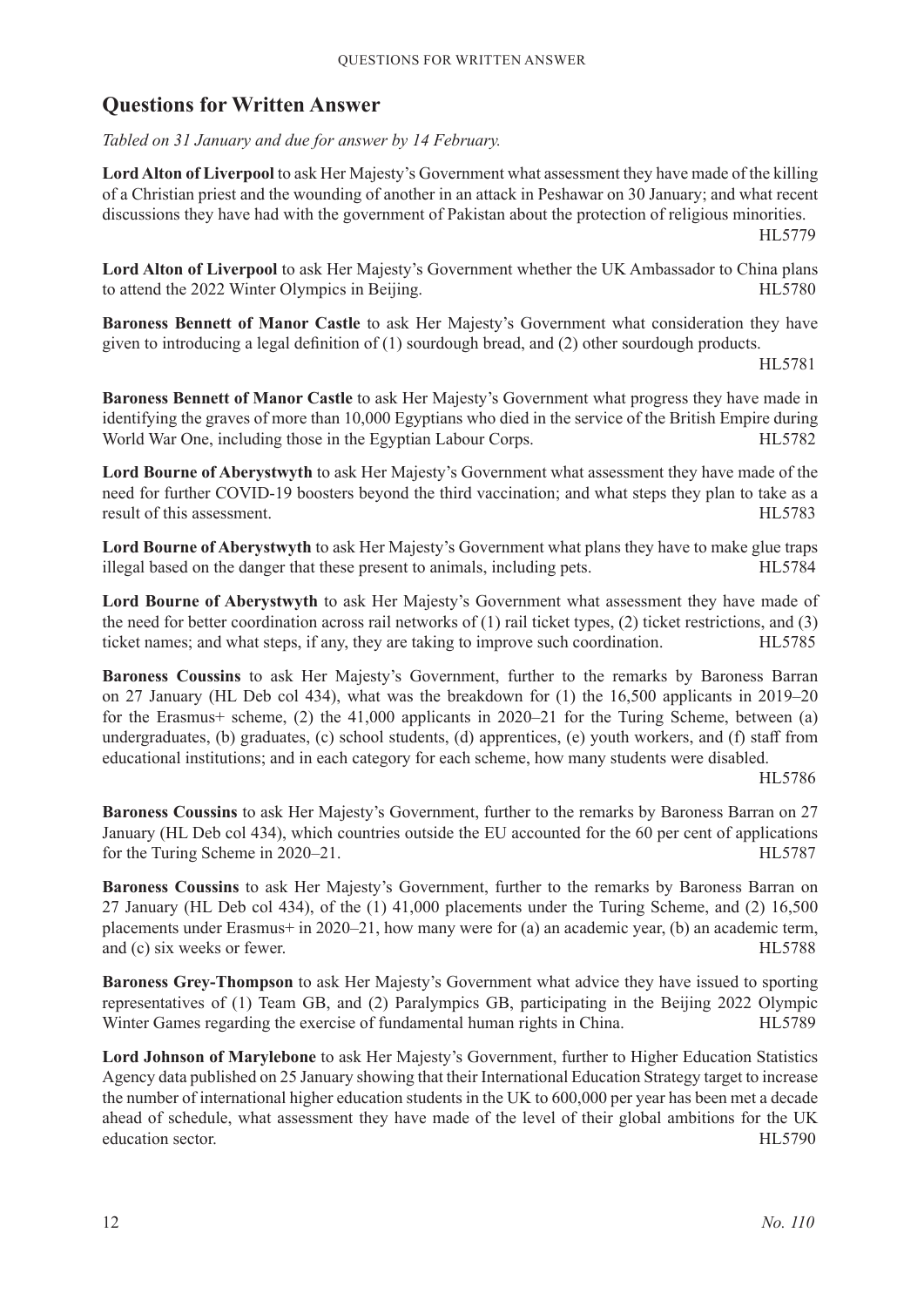## Questions for Written Answer

*Tabled on 31 January and due for answer by 14 February.*

**Lord Alton of Liverpool** to ask Her Majesty's Government what assessment they have made of the killing of a Christian priest and the wounding of another in an attack in Peshawar on 30 January; and what recent discussions they have had with the government of Pakistan about the protection of religious minorities. HL5779

**Lord Alton of Liverpool** to ask Her Majesty's Government whether the UK Ambassador to China plans to attend the 2022 Winter Olympics in Beijing. HL5780

**Baroness Bennett of Manor Castle** to ask Her Majesty's Government what consideration they have given to introducing a legal definition of (1) sourdough bread, and (2) other sourdough products. HL5781

**Baroness Bennett of Manor Castle** to ask Her Majesty's Government what progress they have made in identifying the graves of more than 10,000 Egyptians who died in the service of the British Empire during World War One, including those in the Egyptian Labour Corps. HL5782

**Lord Bourne of Aberystwyth** to ask Her Majesty's Government what assessment they have made of the need for further COVID-19 boosters beyond the third vaccination; and what steps they plan to take as a result of this assessment. HL5783

**Lord Bourne of Aberystwyth** to ask Her Majesty's Government what plans they have to make glue traps illegal based on the danger that these present to animals, including pets. HL5784

**Lord Bourne of Aberystwyth** to ask Her Majesty's Government what assessment they have made of the need for better coordination across rail networks of (1) rail ticket types, (2) ticket restrictions, and (3) ticket names; and what steps, if any, they are taking to improve such coordination. HL5785

**Baroness Coussins** to ask Her Majesty's Government, further to the remarks by Baroness Barran on 27 January (HL Deb col 434), what was the breakdown for (1) the 16,500 applicants in 2019–20 for the Erasmus+ scheme, (2) the 41,000 applicants in 2020–21 for the Turing Scheme, between (a) undergraduates, (b) graduates, (c) school students, (d) apprentices, (e) youth workers, and (f) staff from educational institutions; and in each category for each scheme, how many students were disabled. HL5786

**Baroness Coussins** to ask Her Majesty's Government, further to the remarks by Baroness Barran on 27 January (HL Deb col 434), which countries outside the EU accounted for the 60 per cent of applications for the Turing Scheme in 2020–21. HL5787

**Baroness Coussins** to ask Her Majesty's Government, further to the remarks by Baroness Barran on 27 January (HL Deb col 434), of the (1) 41,000 placements under the Turing Scheme, and (2) 16,500 placements under Erasmus+ in 2020–21, how many were for (a) an academic year, (b) an academic term, and (c) six weeks or fewer. HL5788

**Baroness Grey-Thompson** to ask Her Majesty's Government what advice they have issued to sporting representatives of (1) Team GB, and (2) Paralympics GB, participating in the Beijing 2022 Olympic Winter Games regarding the exercise of fundamental human rights in China. HL5789

**Lord Johnson of Marylebone** to ask Her Majesty's Government, further to Higher Education Statistics Agency data published on 25 January showing that their International Education Strategy target to increase the number of international higher education students in the UK to 600,000 per year has been met a decade ahead of schedule, what assessment they have made of the level of their global ambitions for the UK education sector. HL5790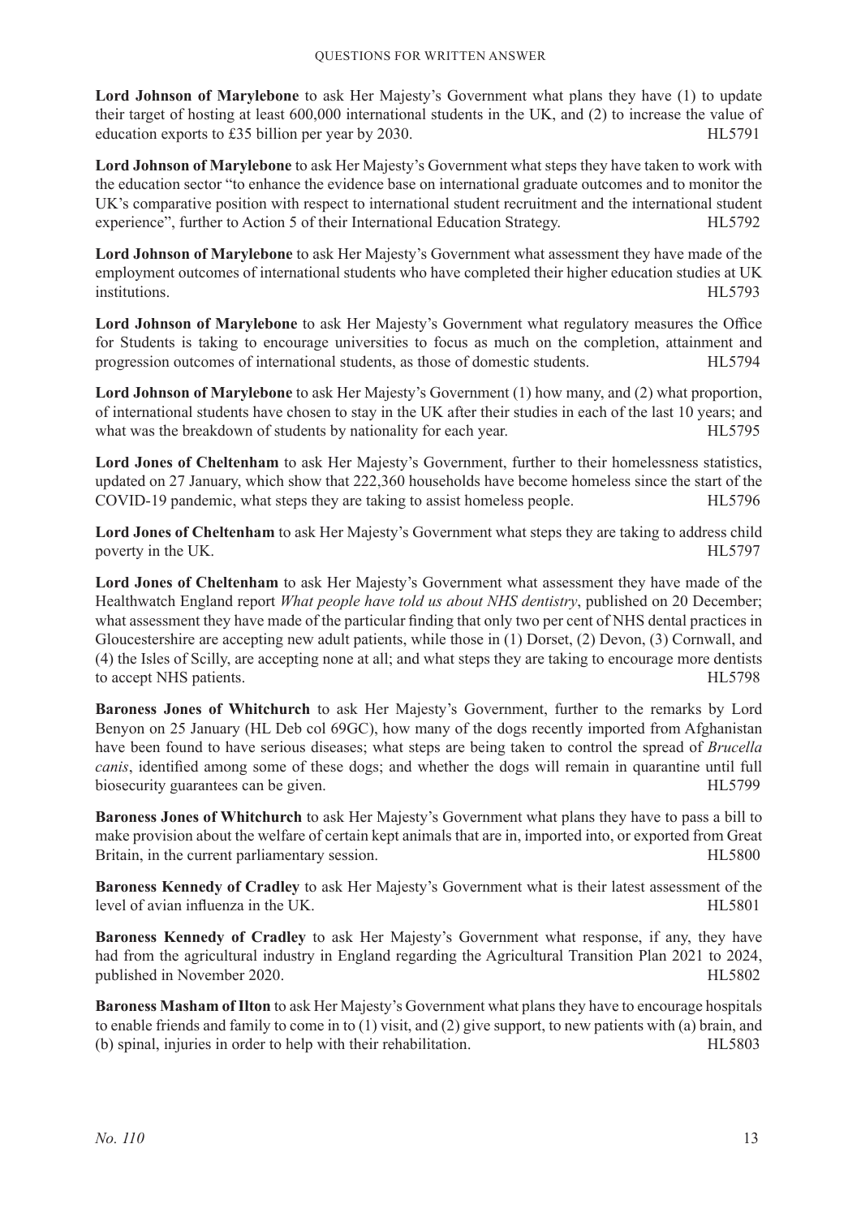**Lord Johnson of Marylebone** to ask Her Majesty's Government what plans they have (1) to update their target of hosting at least 600,000 international students in the UK, and (2) to increase the value of education exports to £35 billion per year by 2030. HL5791

**Lord Johnson of Marylebone** to ask Her Majesty's Government what steps they have taken to work with the education sector "to enhance the evidence base on international graduate outcomes and to monitor the UK's comparative position with respect to international student recruitment and the international student experience", further to Action 5 of their International Education Strategy. HL5792

**Lord Johnson of Marylebone** to ask Her Majesty's Government what assessment they have made of the employment outcomes of international students who have completed their higher education studies at UK institutions. HL5793

**Lord Johnson of Marylebone** to ask Her Majesty's Government what regulatory measures the Office for Students is taking to encourage universities to focus as much on the completion, attainment and progression outcomes of international students, as those of domestic students. HL5794

**Lord Johnson of Marylebone** to ask Her Majesty's Government (1) how many, and (2) what proportion, of international students have chosen to stay in the UK after their studies in each of the last 10 years; and what was the breakdown of students by nationality for each year. HL5795

**Lord Jones of Cheltenham** to ask Her Majesty's Government, further to their homelessness statistics, updated on 27 January, which show that 222,360 households have become homeless since the start of the COVID-19 pandemic, what steps they are taking to assist homeless people. HL5796

**Lord Jones of Cheltenham** to ask Her Majesty's Government what steps they are taking to address child poverty in the UK. HL5797

**Lord Jones of Cheltenham** to ask Her Majesty's Government what assessment they have made of the Healthwatch England report *What people have told us about NHS dentistry*, published on 20 December; what assessment they have made of the particular finding that only two per cent of NHS dental practices in Gloucestershire are accepting new adult patients, while those in (1) Dorset, (2) Devon, (3) Cornwall, and (4) the Isles of Scilly, are accepting none at all; and what steps they are taking to encourage more dentists to accept NHS patients. HL5798

**Baroness Jones of Whitchurch** to ask Her Majesty's Government, further to the remarks by Lord Benyon on 25 January (HL Deb col 69GC), how many of the dogs recently imported from Afghanistan have been found to have serious diseases; what steps are being taken to control the spread of *Brucella canis*, identified among some of these dogs; and whether the dogs will remain in quarantine until full biosecurity guarantees can be given. HL5799

**Baroness Jones of Whitchurch** to ask Her Majesty's Government what plans they have to pass a bill to make provision about the welfare of certain kept animals that are in, imported into, or exported from Great Britain, in the current parliamentary session. HL5800

**Baroness Kennedy of Cradley** to ask Her Majesty's Government what is their latest assessment of the level of avian influenza in the UK. HL5801

**Baroness Kennedy of Cradley** to ask Her Majesty's Government what response, if any, they have had from the agricultural industry in England regarding the Agricultural Transition Plan 2021 to 2024, published in November 2020. HL5802

**Baroness Masham of Ilton** to ask Her Majesty's Government what plans they have to encourage hospitals to enable friends and family to come in to (1) visit, and (2) give support, to new patients with (a) brain, and (b) spinal, injuries in order to help with their rehabilitation. HL5803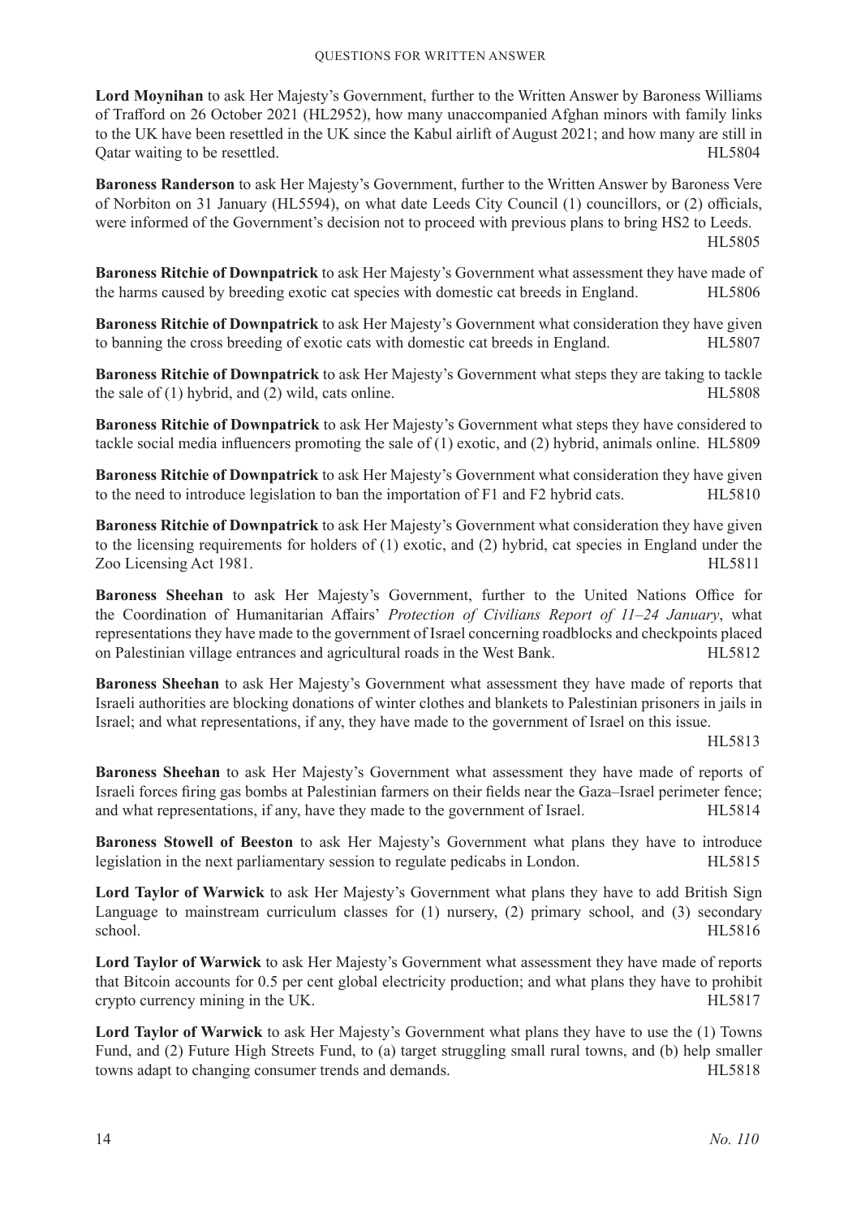**Lord Moynihan** to ask Her Majesty's Government, further to the Written Answer by Baroness Williams of Trafford on 26 October 2021 (HL2952), how many unaccompanied Afghan minors with family links to the UK have been resettled in the UK since the Kabul airlift of August 2021; and how many are still in Qatar waiting to be resettled. HL5804

**Baroness Randerson** to ask Her Majesty's Government, further to the Written Answer by Baroness Vere of Norbiton on 31 January (HL5594), on what date Leeds City Council (1) councillors, or (2) officials, were informed of the Government's decision not to proceed with previous plans to bring HS2 to Leeds. HL5805

**Baroness Ritchie of Downpatrick** to ask Her Majesty's Government what assessment they have made of the harms caused by breeding exotic cat species with domestic cat breeds in England. HL5806

**Baroness Ritchie of Downpatrick** to ask Her Majesty's Government what consideration they have given to banning the cross breeding of exotic cats with domestic cat breeds in England. HL5807

**Baroness Ritchie of Downpatrick** to ask Her Majesty's Government what steps they are taking to tackle the sale of (1) hybrid, and (2) wild, cats online. HL5808

**Baroness Ritchie of Downpatrick** to ask Her Majesty's Government what steps they have considered to tackle social media influencers promoting the sale of (1) exotic, and (2) hybrid, animals online. HL5809

**Baroness Ritchie of Downpatrick** to ask Her Majesty's Government what consideration they have given to the need to introduce legislation to ban the importation of F1 and F2 hybrid cats. HL5810

**Baroness Ritchie of Downpatrick** to ask Her Majesty's Government what consideration they have given to the licensing requirements for holders of (1) exotic, and (2) hybrid, cat species in England under the Zoo Licensing Act 1981. HL5811

**Baroness Sheehan** to ask Her Majesty's Government, further to the United Nations Office for the Coordination of Humanitarian Affairs' *Protection of Civilians Report of 11–24 January*, what representations they have made to the government of Israel concerning roadblocks and checkpoints placed on Palestinian village entrances and agricultural roads in the West Bank. HL5812

**Baroness Sheehan** to ask Her Majesty's Government what assessment they have made of reports that Israeli authorities are blocking donations of winter clothes and blankets to Palestinian prisoners in jails in Israel; and what representations, if any, they have made to the government of Israel on this issue. HL5813

**Baroness Sheehan** to ask Her Majesty's Government what assessment they have made of reports of Israeli forces firing gas bombs at Palestinian farmers on their fields near the Gaza–Israel perimeter fence; and what representations, if any, have they made to the government of Israel. HL5814

**Baroness Stowell of Beeston** to ask Her Majesty's Government what plans they have to introduce legislation in the next parliamentary session to regulate pedicabs in London. HL5815

**Lord Taylor of Warwick** to ask Her Majesty's Government what plans they have to add British Sign Language to mainstream curriculum classes for (1) nursery, (2) primary school, and (3) secondary school. HL5816

**Lord Taylor of Warwick** to ask Her Majesty's Government what assessment they have made of reports that Bitcoin accounts for 0.5 per cent global electricity production; and what plans they have to prohibit crypto currency mining in the UK. HL5817

**Lord Taylor of Warwick** to ask Her Majesty's Government what plans they have to use the (1) Towns Fund, and (2) Future High Streets Fund, to (a) target struggling small rural towns, and (b) help smaller towns adapt to changing consumer trends and demands. HL5818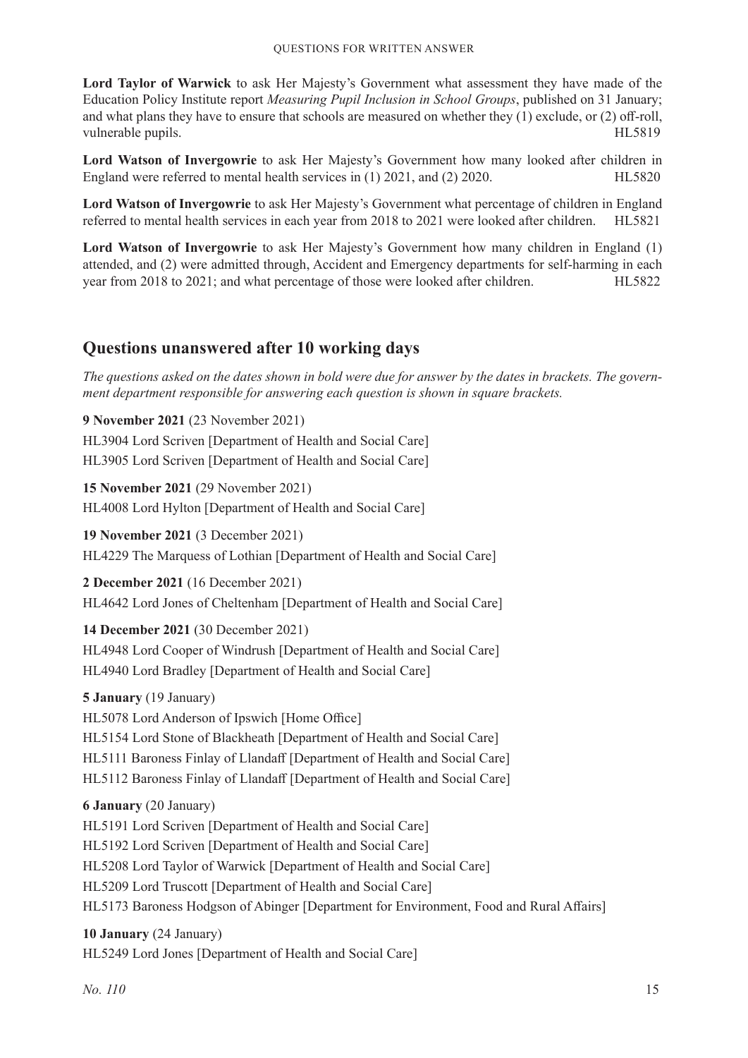**Lord Taylor of Warwick** to ask Her Majesty's Government what assessment they have made of the Education Policy Institute report *Measuring Pupil Inclusion in School Groups*, published on 31 January; and what plans they have to ensure that schools are measured on whether they (1) exclude, or (2) off-roll, vulnerable pupils. HL5819

**Lord Watson of Invergowrie** to ask Her Majesty's Government how many looked after children in England were referred to mental health services in (1) 2021, and (2) 2020. HL5820

**Lord Watson of Invergowrie** to ask Her Majesty's Government what percentage of children in England referred to mental health services in each year from 2018 to 2021 were looked after children. HL5821

**Lord Watson of Invergowrie** to ask Her Majesty's Government how many children in England (1) attended, and (2) were admitted through, Accident and Emergency departments for self-harming in each year from 2018 to 2021; and what percentage of those were looked after children. HL5822

## Questions unanswered after 10 working days

*The questions asked on the dates shown in bold were due for answer by the dates in brackets. The government department responsible for answering each question is shown in square brackets.*

**9 November 2021** (23 November 2021)

HL3904 Lord Scriven [Department of Health and Social Care]

HL3905 Lord Scriven [Department of Health and Social Care]

**15 November 2021** (29 November 2021)

HL4008 Lord Hylton [Department of Health and Social Care]

**19 November 2021** (3 December 2021)

HL4229 The Marquess of Lothian [Department of Health and Social Care]

**2 December 2021** (16 December 2021)

HL4642 Lord Jones of Cheltenham [Department of Health and Social Care]

**14 December 2021** (30 December 2021)

HL4948 Lord Cooper of Windrush [Department of Health and Social Care]

HL4940 Lord Bradley [Department of Health and Social Care]

**5 January** (19 January)

HL5078 Lord Anderson of Ipswich [Home Office]

HL5154 Lord Stone of Blackheath [Department of Health and Social Care]

HL5111 Baroness Finlay of Llandaff [Department of Health and Social Care]

HL5112 Baroness Finlay of Llandaff [Department of Health and Social Care]

**6 January** (20 January)

HL5191 Lord Scriven [Department of Health and Social Care]

HL5192 Lord Scriven [Department of Health and Social Care]

HL5208 Lord Taylor of Warwick [Department of Health and Social Care]

HL5209 Lord Truscott [Department of Health and Social Care]

HL5173 Baroness Hodgson of Abinger [Department for Environment, Food and Rural Affairs]

**10 January** (24 January)

HL5249 Lord Jones [Department of Health and Social Care]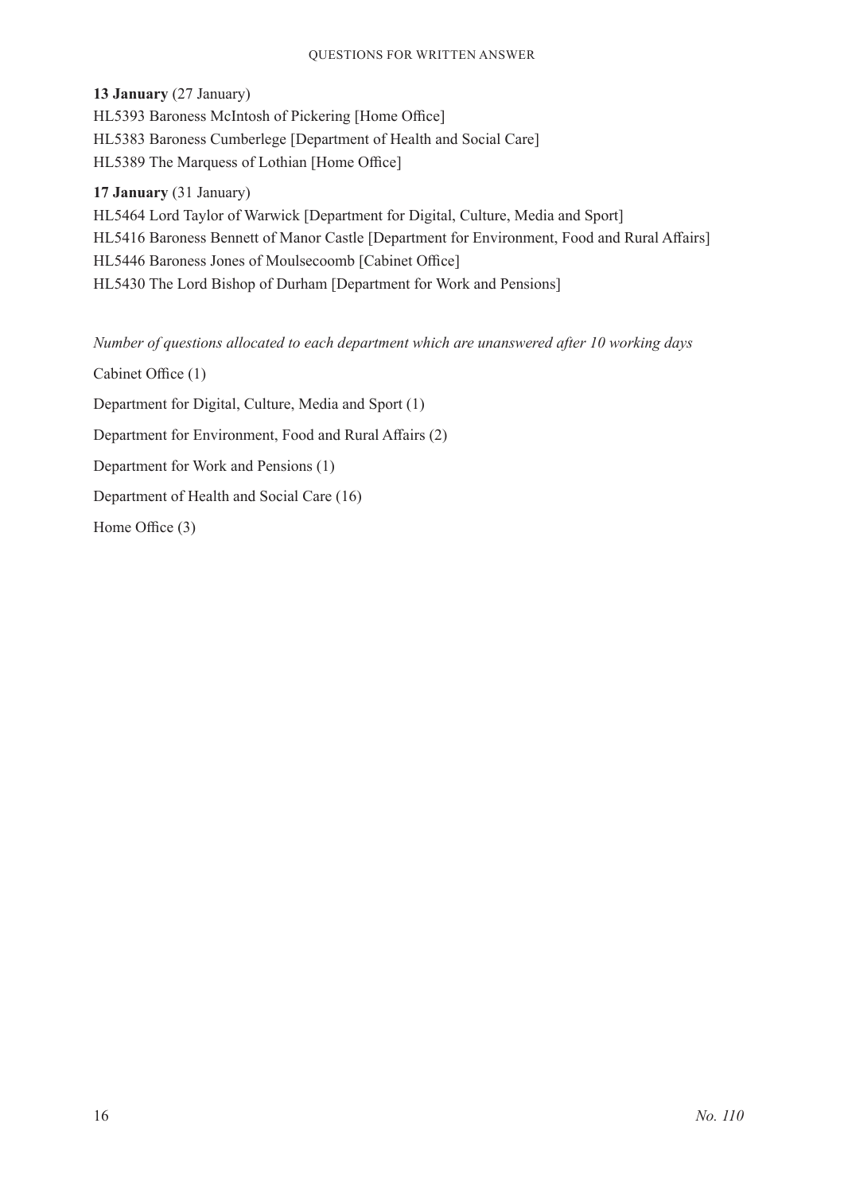**13 January** (27 January)

HL5393 Baroness McIntosh of Pickering [Home Office]

HL5383 Baroness Cumberlege [Department of Health and Social Care]

HL5389 The Marquess of Lothian [Home Office]

**17 January** (31 January)

HL5464 Lord Taylor of Warwick [Department for Digital, Culture, Media and Sport]

HL5416 Baroness Bennett of Manor Castle [Department for Environment, Food and Rural Affairs]

HL5446 Baroness Jones of Moulsecoomb [Cabinet Office]

HL5430 The Lord Bishop of Durham [Department for Work and Pensions]

*Number of questions allocated to each department which are unanswered after 10 working days*

Cabinet Office (1)

Department for Digital, Culture, Media and Sport (1)

Department for Environment, Food and Rural Affairs (2)

Department for Work and Pensions (1)

Department of Health and Social Care (16)

Home Office (3)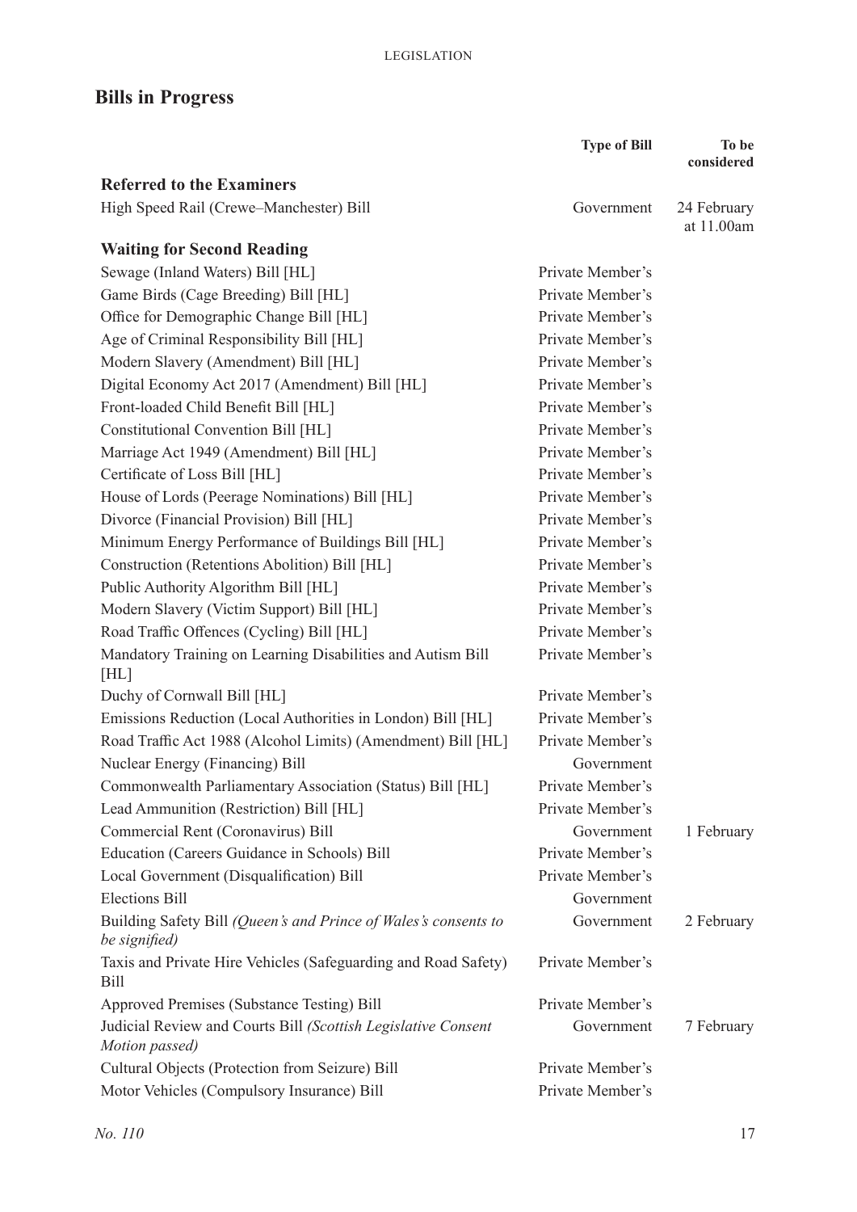## Bills in Progress

| | Type of Bill | To be considered |
|---|---|---|
| **Referred to the Examiners** | | |
| High Speed Rail (Crewe–Manchester) Bill | Government | 24 February at 11.00am |
| **Waiting for Second Reading** | | |
| Sewage (Inland Waters) Bill [HL] | Private Member's | |
| Game Birds (Cage Breeding) Bill [HL] | Private Member's | |
| Office for Demographic Change Bill [HL] | Private Member's | |
| Age of Criminal Responsibility Bill [HL] | Private Member's | |
| Modern Slavery (Amendment) Bill [HL] | Private Member's | |
| Digital Economy Act 2017 (Amendment) Bill [HL] | Private Member's | |
| Front-loaded Child Benefit Bill [HL] | Private Member's | |
| Constitutional Convention Bill [HL] | Private Member's | |
| Marriage Act 1949 (Amendment) Bill [HL] | Private Member's | |
| Certificate of Loss Bill [HL] | Private Member's | |
| House of Lords (Peerage Nominations) Bill [HL] | Private Member's | |
| Divorce (Financial Provision) Bill [HL] | Private Member's | |
| Minimum Energy Performance of Buildings Bill [HL] | Private Member's | |
| Construction (Retentions Abolition) Bill [HL] | Private Member's | |
| Public Authority Algorithm Bill [HL] | Private Member's | |
| Modern Slavery (Victim Support) Bill [HL] | Private Member's | |
| Road Traffic Offences (Cycling) Bill [HL] | Private Member's | |
| Mandatory Training on Learning Disabilities and Autism Bill [HL] | Private Member's | |
| Duchy of Cornwall Bill [HL] | Private Member's | |
| Emissions Reduction (Local Authorities in London) Bill [HL] | Private Member's | |
| Road Traffic Act 1988 (Alcohol Limits) (Amendment) Bill [HL] | Private Member's | |
| Nuclear Energy (Financing) Bill | Government | |
| Commonwealth Parliamentary Association (Status) Bill [HL] | Private Member's | |
| Lead Ammunition (Restriction) Bill [HL] | Private Member's | |
| Commercial Rent (Coronavirus) Bill | Government | 1 February |
| Education (Careers Guidance in Schools) Bill | Private Member's | |
| Local Government (Disqualification) Bill | Private Member's | |
| Elections Bill | Government | |
| Building Safety Bill *(Queen's and Prince of Wales's consents to be signified)* | Government | 2 February |
| Taxis and Private Hire Vehicles (Safeguarding and Road Safety) Bill | Private Member's | |
| Approved Premises (Substance Testing) Bill | Private Member's | |
| Judicial Review and Courts Bill *(Scottish Legislative Consent Motion passed)* | Government | 7 February |
| Cultural Objects (Protection from Seizure) Bill | Private Member's | |
| Motor Vehicles (Compulsory Insurance) Bill | Private Member's | |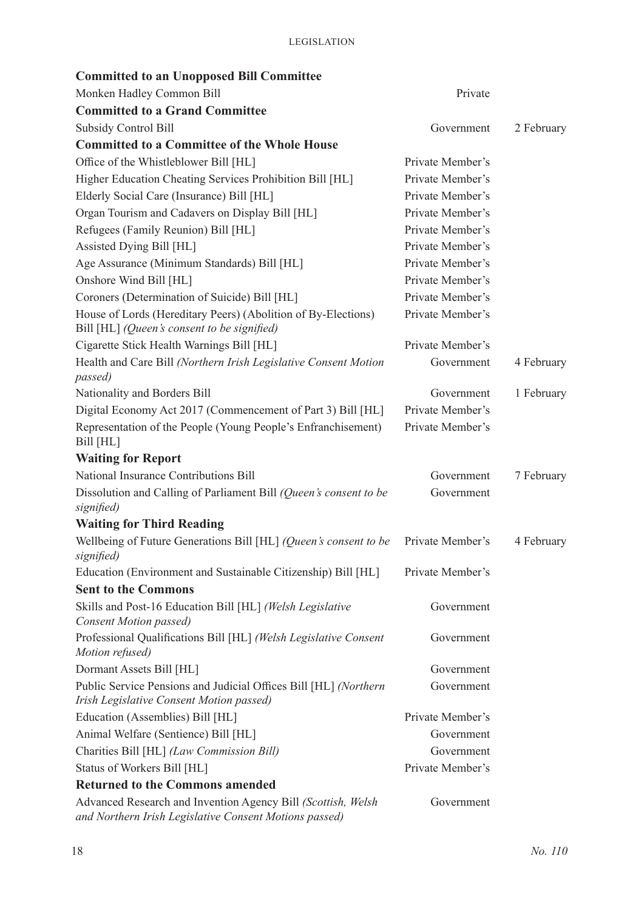### Committed to an Unopposed Bill Committee

| | | |
|---|---|---|
| Monken Hadley Common Bill | Private | |

### Committed to a Grand Committee

| | | |
|---|---|---|
| Subsidy Control Bill | Government | 2 February |

### Committed to a Committee of the Whole House

| | | |
|---|---|---|
| Office of the Whistleblower Bill [HL] | Private Member's | |
| Higher Education Cheating Services Prohibition Bill [HL] | Private Member's | |
| Elderly Social Care (Insurance) Bill [HL] | Private Member's | |
| Organ Tourism and Cadavers on Display Bill [HL] | Private Member's | |
| Refugees (Family Reunion) Bill [HL] | Private Member's | |
| Assisted Dying Bill [HL] | Private Member's | |
| Age Assurance (Minimum Standards) Bill [HL] | Private Member's | |
| Onshore Wind Bill [HL] | Private Member's | |
| Coroners (Determination of Suicide) Bill [HL] | Private Member's | |
| House of Lords (Hereditary Peers) (Abolition of By-Elections) Bill [HL] *(Queen's consent to be signified)* | Private Member's | |
| Cigarette Stick Health Warnings Bill [HL] | Private Member's | |
| Health and Care Bill *(Northern Irish Legislative Consent Motion passed)* | Government | 4 February |
| Nationality and Borders Bill | Government | 1 February |
| Digital Economy Act 2017 (Commencement of Part 3) Bill [HL] | Private Member's | |
| Representation of the People (Young People's Enfranchisement) Bill [HL] | Private Member's | |

### Waiting for Report

| | | |
|---|---|---|
| National Insurance Contributions Bill | Government | 7 February |
| Dissolution and Calling of Parliament Bill *(Queen's consent to be signified)* | Government | |

### Waiting for Third Reading

| | | |
|---|---|---|
| Wellbeing of Future Generations Bill [HL] *(Queen's consent to be signified)* | Private Member's | 4 February |
| Education (Environment and Sustainable Citizenship) Bill [HL] | Private Member's | |

### Sent to the Commons

| | | |
|---|---|---|
| Skills and Post-16 Education Bill [HL] *(Welsh Legislative Consent Motion passed)* | Government | |
| Professional Qualifications Bill [HL] *(Welsh Legislative Consent Motion refused)* | Government | |
| Dormant Assets Bill [HL] | Government | |
| Public Service Pensions and Judicial Offices Bill [HL] *(Northern Irish Legislative Consent Motion passed)* | Government | |
| Education (Assemblies) Bill [HL] | Private Member's | |
| Animal Welfare (Sentience) Bill [HL] | Government | |
| Charities Bill [HL] *(Law Commission Bill)* | Government | |
| Status of Workers Bill [HL] | Private Member's | |

### Returned to the Commons amended

| | | |
|---|---|---|
| Advanced Research and Invention Agency Bill *(Scottish, Welsh and Northern Irish Legislative Consent Motions passed)* | Government | |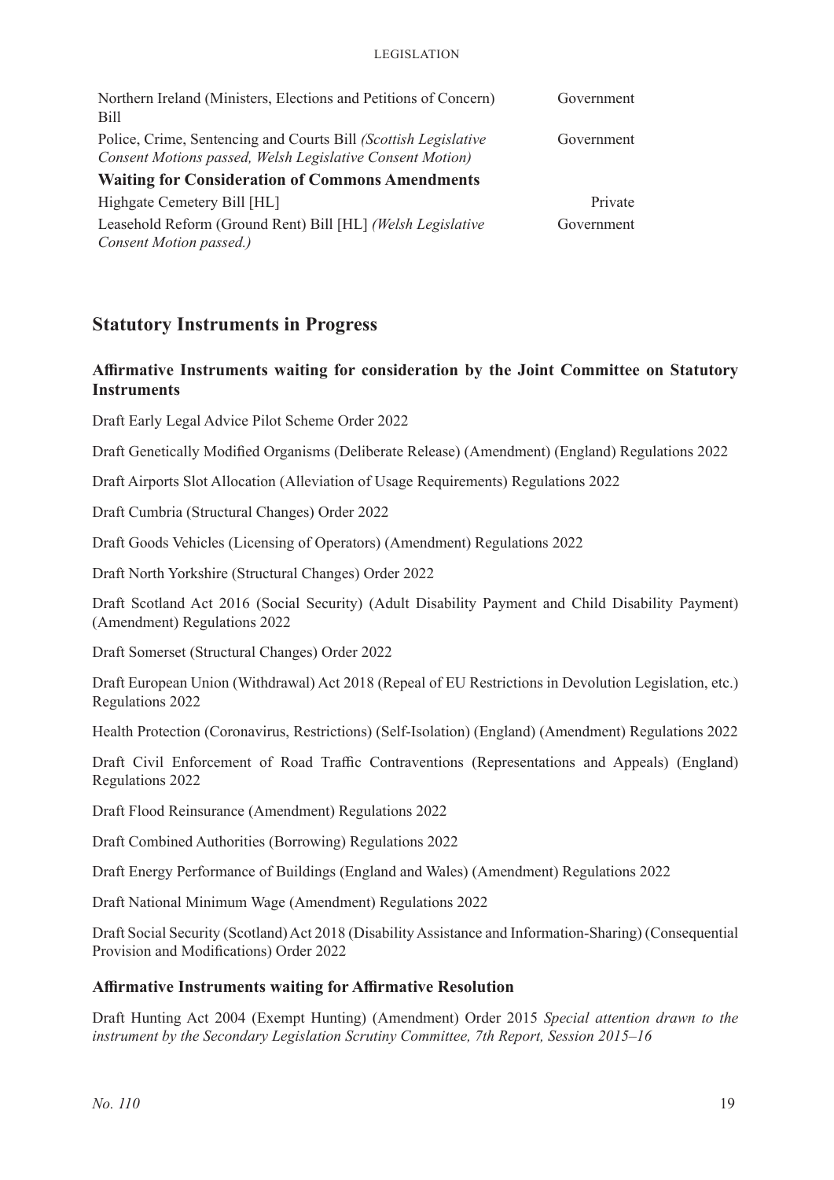| | |
|---|---|
| Northern Ireland (Ministers, Elections and Petitions of Concern) Bill | Government |
| Police, Crime, Sentencing and Courts Bill *(Scottish Legislative Consent Motions passed, Welsh Legislative Consent Motion)* | Government |
| **Waiting for Consideration of Commons Amendments** | |
| Highgate Cemetery Bill [HL] | Private |
| Leasehold Reform (Ground Rent) Bill [HL] *(Welsh Legislative Consent Motion passed.)* | Government |

## Statutory Instruments in Progress

### Affirmative Instruments waiting for consideration by the Joint Committee on Statutory Instruments

Draft Early Legal Advice Pilot Scheme Order 2022

Draft Genetically Modified Organisms (Deliberate Release) (Amendment) (England) Regulations 2022

Draft Airports Slot Allocation (Alleviation of Usage Requirements) Regulations 2022

Draft Cumbria (Structural Changes) Order 2022

Draft Goods Vehicles (Licensing of Operators) (Amendment) Regulations 2022

Draft North Yorkshire (Structural Changes) Order 2022

Draft Scotland Act 2016 (Social Security) (Adult Disability Payment and Child Disability Payment) (Amendment) Regulations 2022

Draft Somerset (Structural Changes) Order 2022

Draft European Union (Withdrawal) Act 2018 (Repeal of EU Restrictions in Devolution Legislation, etc.) Regulations 2022

Health Protection (Coronavirus, Restrictions) (Self-Isolation) (England) (Amendment) Regulations 2022

Draft Civil Enforcement of Road Traffic Contraventions (Representations and Appeals) (England) Regulations 2022

Draft Flood Reinsurance (Amendment) Regulations 2022

Draft Combined Authorities (Borrowing) Regulations 2022

Draft Energy Performance of Buildings (England and Wales) (Amendment) Regulations 2022

Draft National Minimum Wage (Amendment) Regulations 2022

Draft Social Security (Scotland) Act 2018 (Disability Assistance and Information-Sharing) (Consequential Provision and Modifications) Order 2022

### Affirmative Instruments waiting for Affirmative Resolution

Draft Hunting Act 2004 (Exempt Hunting) (Amendment) Order 2015 *Special attention drawn to the instrument by the Secondary Legislation Scrutiny Committee, 7th Report, Session 2015–16*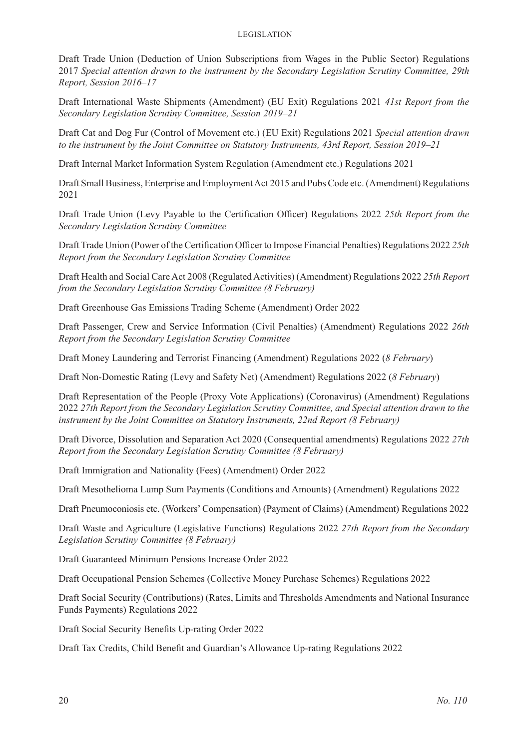Draft Trade Union (Deduction of Union Subscriptions from Wages in the Public Sector) Regulations 2017 *Special attention drawn to the instrument by the Secondary Legislation Scrutiny Committee, 29th Report, Session 2016–17*

Draft International Waste Shipments (Amendment) (EU Exit) Regulations 2021 *41st Report from the Secondary Legislation Scrutiny Committee, Session 2019–21*

Draft Cat and Dog Fur (Control of Movement etc.) (EU Exit) Regulations 2021 *Special attention drawn to the instrument by the Joint Committee on Statutory Instruments, 43rd Report, Session 2019–21*

Draft Internal Market Information System Regulation (Amendment etc.) Regulations 2021

Draft Small Business, Enterprise and Employment Act 2015 and Pubs Code etc. (Amendment) Regulations 2021

Draft Trade Union (Levy Payable to the Certification Officer) Regulations 2022 *25th Report from the Secondary Legislation Scrutiny Committee*

Draft Trade Union (Power of the Certification Officer to Impose Financial Penalties) Regulations 2022 *25th Report from the Secondary Legislation Scrutiny Committee*

Draft Health and Social Care Act 2008 (Regulated Activities) (Amendment) Regulations 2022 *25th Report from the Secondary Legislation Scrutiny Committee (8 February)*

Draft Greenhouse Gas Emissions Trading Scheme (Amendment) Order 2022

Draft Passenger, Crew and Service Information (Civil Penalties) (Amendment) Regulations 2022 *26th Report from the Secondary Legislation Scrutiny Committee*

Draft Money Laundering and Terrorist Financing (Amendment) Regulations 2022 (*8 February*)

Draft Non-Domestic Rating (Levy and Safety Net) (Amendment) Regulations 2022 (*8 February*)

Draft Representation of the People (Proxy Vote Applications) (Coronavirus) (Amendment) Regulations 2022 *27th Report from the Secondary Legislation Scrutiny Committee, and Special attention drawn to the instrument by the Joint Committee on Statutory Instruments, 22nd Report (8 February)*

Draft Divorce, Dissolution and Separation Act 2020 (Consequential amendments) Regulations 2022 *27th Report from the Secondary Legislation Scrutiny Committee (8 February)*

Draft Immigration and Nationality (Fees) (Amendment) Order 2022

Draft Mesothelioma Lump Sum Payments (Conditions and Amounts) (Amendment) Regulations 2022

Draft Pneumoconiosis etc. (Workers' Compensation) (Payment of Claims) (Amendment) Regulations 2022

Draft Waste and Agriculture (Legislative Functions) Regulations 2022 *27th Report from the Secondary Legislation Scrutiny Committee (8 February)*

Draft Guaranteed Minimum Pensions Increase Order 2022

Draft Occupational Pension Schemes (Collective Money Purchase Schemes) Regulations 2022

Draft Social Security (Contributions) (Rates, Limits and Thresholds Amendments and National Insurance Funds Payments) Regulations 2022

Draft Social Security Benefits Up-rating Order 2022

Draft Tax Credits, Child Benefit and Guardian's Allowance Up-rating Regulations 2022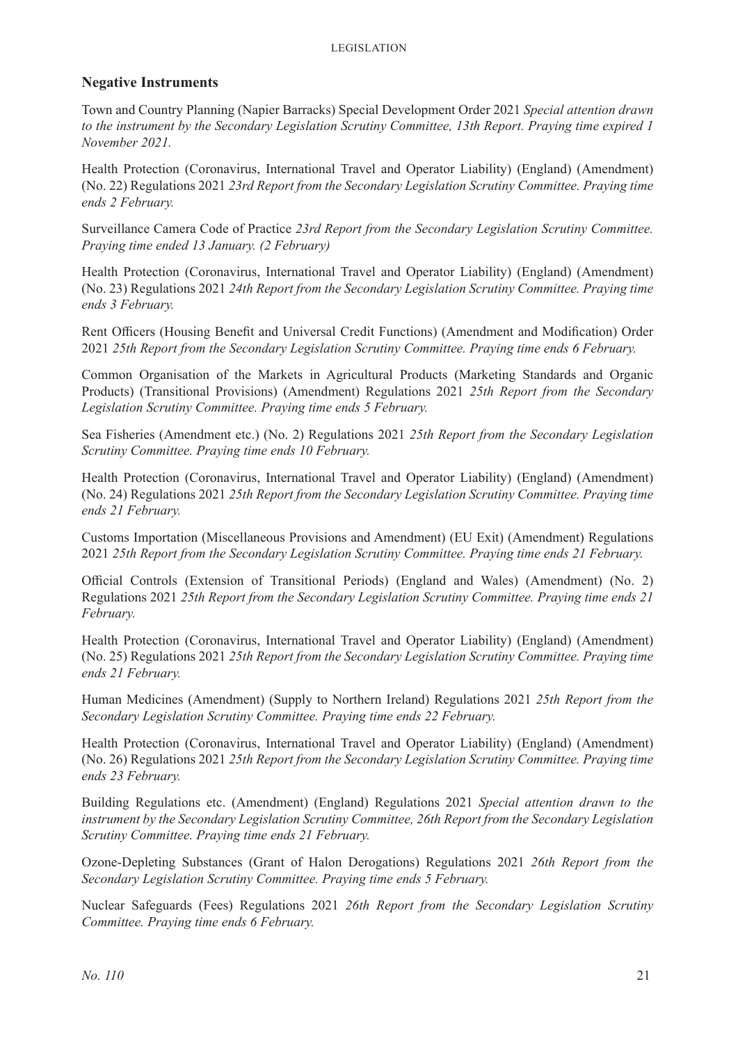## Negative Instruments

Town and Country Planning (Napier Barracks) Special Development Order 2021 *Special attention drawn to the instrument by the Secondary Legislation Scrutiny Committee, 13th Report. Praying time expired 1 November 2021.*

Health Protection (Coronavirus, International Travel and Operator Liability) (England) (Amendment) (No. 22) Regulations 2021 *23rd Report from the Secondary Legislation Scrutiny Committee. Praying time ends 2 February.*

Surveillance Camera Code of Practice *23rd Report from the Secondary Legislation Scrutiny Committee. Praying time ended 13 January. (2 February)*

Health Protection (Coronavirus, International Travel and Operator Liability) (England) (Amendment) (No. 23) Regulations 2021 *24th Report from the Secondary Legislation Scrutiny Committee. Praying time ends 3 February.*

Rent Officers (Housing Benefit and Universal Credit Functions) (Amendment and Modification) Order 2021 *25th Report from the Secondary Legislation Scrutiny Committee. Praying time ends 6 February.*

Common Organisation of the Markets in Agricultural Products (Marketing Standards and Organic Products) (Transitional Provisions) (Amendment) Regulations 2021 *25th Report from the Secondary Legislation Scrutiny Committee. Praying time ends 5 February.*

Sea Fisheries (Amendment etc.) (No. 2) Regulations 2021 *25th Report from the Secondary Legislation Scrutiny Committee. Praying time ends 10 February.*

Health Protection (Coronavirus, International Travel and Operator Liability) (England) (Amendment) (No. 24) Regulations 2021 *25th Report from the Secondary Legislation Scrutiny Committee. Praying time ends 21 February.*

Customs Importation (Miscellaneous Provisions and Amendment) (EU Exit) (Amendment) Regulations 2021 *25th Report from the Secondary Legislation Scrutiny Committee. Praying time ends 21 February.*

Official Controls (Extension of Transitional Periods) (England and Wales) (Amendment) (No. 2) Regulations 2021 *25th Report from the Secondary Legislation Scrutiny Committee. Praying time ends 21 February.*

Health Protection (Coronavirus, International Travel and Operator Liability) (England) (Amendment) (No. 25) Regulations 2021 *25th Report from the Secondary Legislation Scrutiny Committee. Praying time ends 21 February.*

Human Medicines (Amendment) (Supply to Northern Ireland) Regulations 2021 *25th Report from the Secondary Legislation Scrutiny Committee. Praying time ends 22 February.*

Health Protection (Coronavirus, International Travel and Operator Liability) (England) (Amendment) (No. 26) Regulations 2021 *25th Report from the Secondary Legislation Scrutiny Committee. Praying time ends 23 February.*

Building Regulations etc. (Amendment) (England) Regulations 2021 *Special attention drawn to the instrument by the Secondary Legislation Scrutiny Committee, 26th Report from the Secondary Legislation Scrutiny Committee. Praying time ends 21 February.*

Ozone-Depleting Substances (Grant of Halon Derogations) Regulations 2021 *26th Report from the Secondary Legislation Scrutiny Committee. Praying time ends 5 February.*

Nuclear Safeguards (Fees) Regulations 2021 *26th Report from the Secondary Legislation Scrutiny Committee. Praying time ends 6 February.*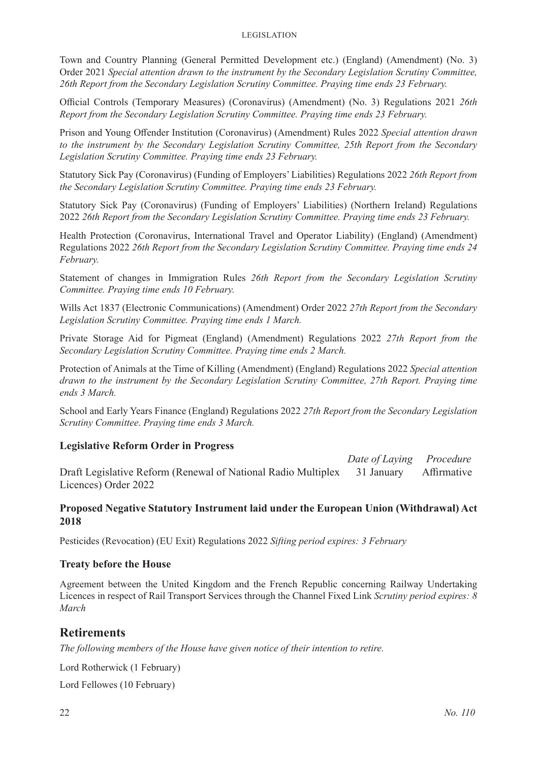Town and Country Planning (General Permitted Development etc.) (England) (Amendment) (No. 3) Order 2021 *Special attention drawn to the instrument by the Secondary Legislation Scrutiny Committee, 26th Report from the Secondary Legislation Scrutiny Committee. Praying time ends 23 February.*

Official Controls (Temporary Measures) (Coronavirus) (Amendment) (No. 3) Regulations 2021 *26th Report from the Secondary Legislation Scrutiny Committee. Praying time ends 23 February.*

Prison and Young Offender Institution (Coronavirus) (Amendment) Rules 2022 *Special attention drawn to the instrument by the Secondary Legislation Scrutiny Committee, 25th Report from the Secondary Legislation Scrutiny Committee. Praying time ends 23 February.*

Statutory Sick Pay (Coronavirus) (Funding of Employers' Liabilities) Regulations 2022 *26th Report from the Secondary Legislation Scrutiny Committee. Praying time ends 23 February.*

Statutory Sick Pay (Coronavirus) (Funding of Employers' Liabilities) (Northern Ireland) Regulations 2022 *26th Report from the Secondary Legislation Scrutiny Committee. Praying time ends 23 February.*

Health Protection (Coronavirus, International Travel and Operator Liability) (England) (Amendment) Regulations 2022 *26th Report from the Secondary Legislation Scrutiny Committee. Praying time ends 24 February.*

Statement of changes in Immigration Rules *26th Report from the Secondary Legislation Scrutiny Committee. Praying time ends 10 February.*

Wills Act 1837 (Electronic Communications) (Amendment) Order 2022 *27th Report from the Secondary Legislation Scrutiny Committee. Praying time ends 1 March.*

Private Storage Aid for Pigmeat (England) (Amendment) Regulations 2022 *27th Report from the Secondary Legislation Scrutiny Committee. Praying time ends 2 March.*

Protection of Animals at the Time of Killing (Amendment) (England) Regulations 2022 *Special attention drawn to the instrument by the Secondary Legislation Scrutiny Committee, 27th Report. Praying time ends 3 March.*

School and Early Years Finance (England) Regulations 2022 *27th Report from the Secondary Legislation Scrutiny Committee. Praying time ends 3 March.*

### Legislative Reform Order in Progress

| | *Date of Laying* | *Procedure* |
|---|---|---|
| Draft Legislative Reform (Renewal of National Radio Multiplex Licences) Order 2022 | 31 January | Affirmative |

### Proposed Negative Statutory Instrument laid under the European Union (Withdrawal) Act 2018

Pesticides (Revocation) (EU Exit) Regulations 2022 *Sifting period expires: 3 February*

### Treaty before the House

Agreement between the United Kingdom and the French Republic concerning Railway Undertaking Licences in respect of Rail Transport Services through the Channel Fixed Link *Scrutiny period expires: 8 March*

## Retirements

*The following members of the House have given notice of their intention to retire.*

Lord Rotherwick (1 February)

Lord Fellowes (10 February)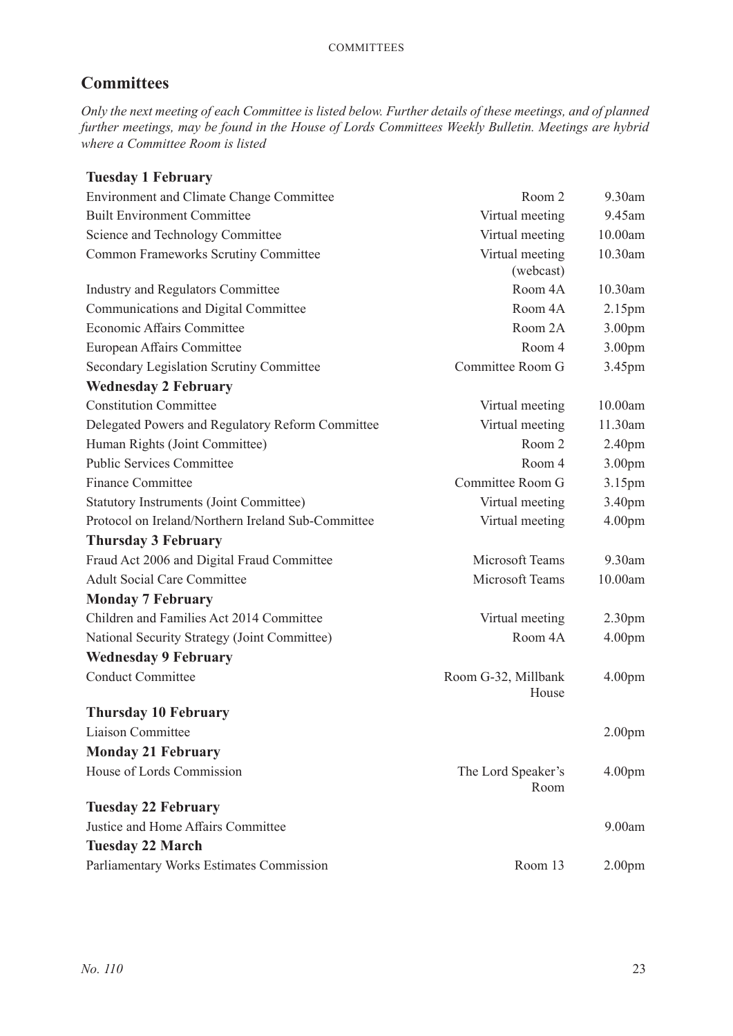## Committees

*Only the next meeting of each Committee is listed below. Further details of these meetings, and of planned further meetings, may be found in the House of Lords Committees Weekly Bulletin. Meetings are hybrid where a Committee Room is listed*

| | | |
|---|---|---|
| **Tuesday 1 February** | | |
| Environment and Climate Change Committee | Room 2 | 9.30am |
| Built Environment Committee | Virtual meeting | 9.45am |
| Science and Technology Committee | Virtual meeting | 10.00am |
| Common Frameworks Scrutiny Committee | Virtual meeting (webcast) | 10.30am |
| Industry and Regulators Committee | Room 4A | 10.30am |
| Communications and Digital Committee | Room 4A | 2.15pm |
| Economic Affairs Committee | Room 2A | 3.00pm |
| European Affairs Committee | Room 4 | 3.00pm |
| Secondary Legislation Scrutiny Committee | Committee Room G | 3.45pm |
| **Wednesday 2 February** | | |
| Constitution Committee | Virtual meeting | 10.00am |
| Delegated Powers and Regulatory Reform Committee | Virtual meeting | 11.30am |
| Human Rights (Joint Committee) | Room 2 | 2.40pm |
| Public Services Committee | Room 4 | 3.00pm |
| Finance Committee | Committee Room G | 3.15pm |
| Statutory Instruments (Joint Committee) | Virtual meeting | 3.40pm |
| Protocol on Ireland/Northern Ireland Sub-Committee | Virtual meeting | 4.00pm |
| **Thursday 3 February** | | |
| Fraud Act 2006 and Digital Fraud Committee | Microsoft Teams | 9.30am |
| Adult Social Care Committee | Microsoft Teams | 10.00am |
| **Monday 7 February** | | |
| Children and Families Act 2014 Committee | Virtual meeting | 2.30pm |
| National Security Strategy (Joint Committee) | Room 4A | 4.00pm |
| **Wednesday 9 February** | | |
| Conduct Committee | Room G-32, Millbank House | 4.00pm |
| **Thursday 10 February** | | |
| Liaison Committee | | 2.00pm |
| **Monday 21 February** | | |
| House of Lords Commission | The Lord Speaker's Room | 4.00pm |
| **Tuesday 22 February** | | |
| Justice and Home Affairs Committee | | 9.00am |
| **Tuesday 22 March** | | |
| Parliamentary Works Estimates Commission | Room 13 | 2.00pm |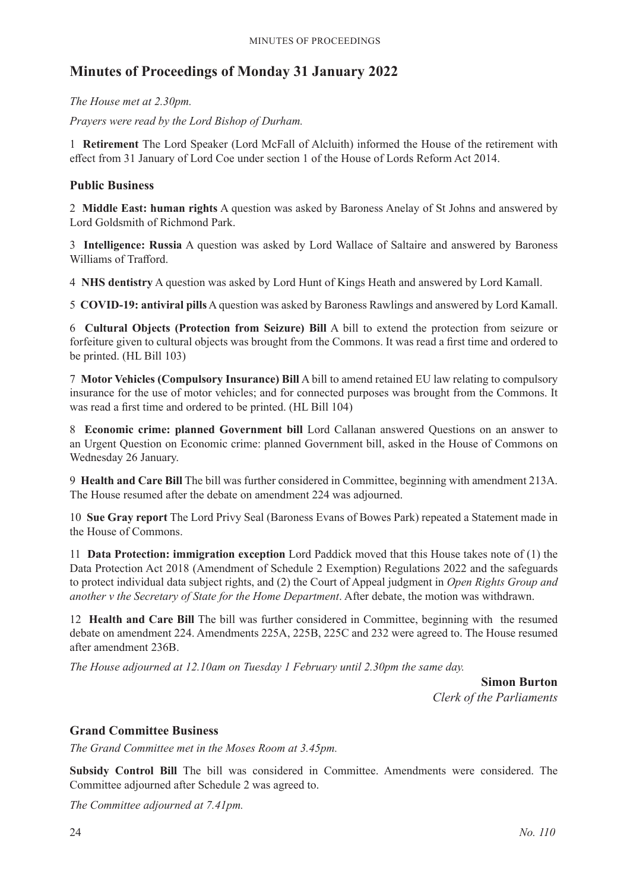# Minutes of Proceedings of Monday 31 January 2022

*The House met at 2.30pm.*

*Prayers were read by the Lord Bishop of Durham.*

1 **Retirement** The Lord Speaker (Lord McFall of Alcluith) informed the House of the retirement with effect from 31 January of Lord Coe under section 1 of the House of Lords Reform Act 2014.

## Public Business

2 **Middle East: human rights** A question was asked by Baroness Anelay of St Johns and answered by Lord Goldsmith of Richmond Park.

3 **Intelligence: Russia** A question was asked by Lord Wallace of Saltaire and answered by Baroness Williams of Trafford.

4 **NHS dentistry** A question was asked by Lord Hunt of Kings Heath and answered by Lord Kamall.

5 **COVID-19: antiviral pills** A question was asked by Baroness Rawlings and answered by Lord Kamall.

6 **Cultural Objects (Protection from Seizure) Bill** A bill to extend the protection from seizure or forfeiture given to cultural objects was brought from the Commons. It was read a first time and ordered to be printed. (HL Bill 103)

7 **Motor Vehicles (Compulsory Insurance) Bill** A bill to amend retained EU law relating to compulsory insurance for the use of motor vehicles; and for connected purposes was brought from the Commons. It was read a first time and ordered to be printed. (HL Bill 104)

8 **Economic crime: planned Government bill** Lord Callanan answered Questions on an answer to an Urgent Question on Economic crime: planned Government bill, asked in the House of Commons on Wednesday 26 January.

9 **Health and Care Bill** The bill was further considered in Committee, beginning with amendment 213A. The House resumed after the debate on amendment 224 was adjourned.

10 **Sue Gray report** The Lord Privy Seal (Baroness Evans of Bowes Park) repeated a Statement made in the House of Commons.

11 **Data Protection: immigration exception** Lord Paddick moved that this House takes note of (1) the Data Protection Act 2018 (Amendment of Schedule 2 Exemption) Regulations 2022 and the safeguards to protect individual data subject rights, and (2) the Court of Appeal judgment in *Open Rights Group and another v the Secretary of State for the Home Department*. After debate, the motion was withdrawn.

12 **Health and Care Bill** The bill was further considered in Committee, beginning with the resumed debate on amendment 224. Amendments 225A, 225B, 225C and 232 were agreed to. The House resumed after amendment 236B.

*The House adjourned at 12.10am on Tuesday 1 February until 2.30pm the same day.*

**Simon Burton**
*Clerk of the Parliaments*

## Grand Committee Business

*The Grand Committee met in the Moses Room at 3.45pm.*

**Subsidy Control Bill** The bill was considered in Committee. Amendments were considered. The Committee adjourned after Schedule 2 was agreed to.

*The Committee adjourned at 7.41pm.*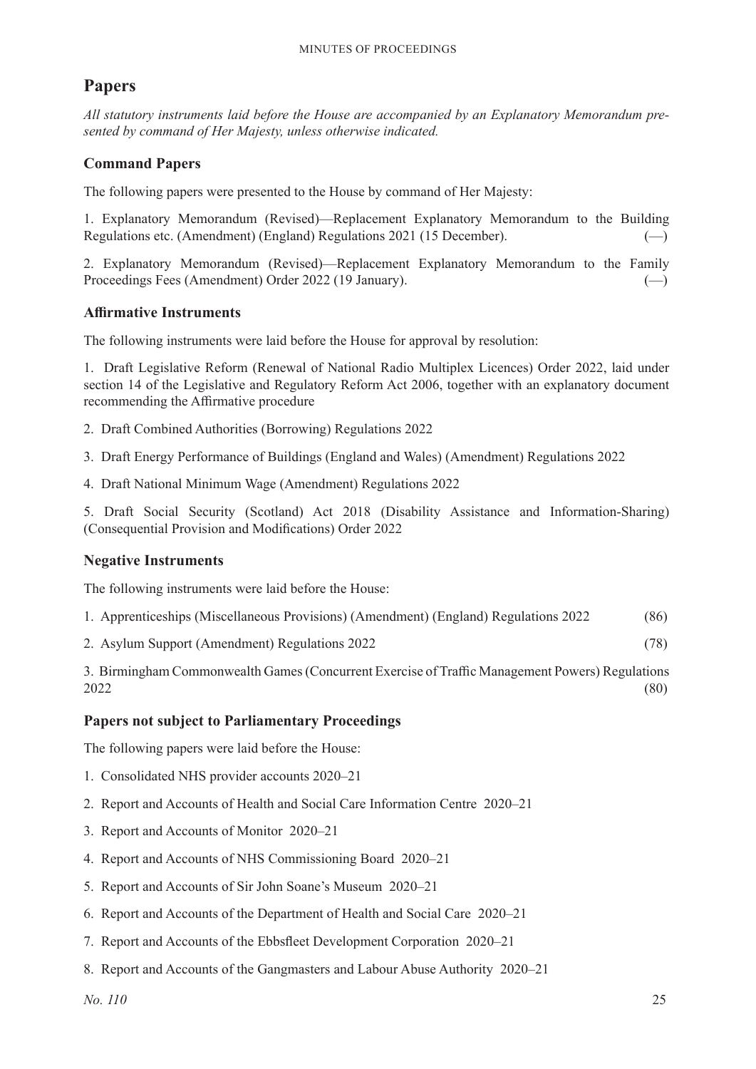## Papers

*All statutory instruments laid before the House are accompanied by an Explanatory Memorandum presented by command of Her Majesty, unless otherwise indicated.*

### Command Papers

The following papers were presented to the House by command of Her Majesty:

1. Explanatory Memorandum (Revised)—Replacement Explanatory Memorandum to the Building Regulations etc. (Amendment) (England) Regulations 2021 (15 December). (—)

2. Explanatory Memorandum (Revised)—Replacement Explanatory Memorandum to the Family Proceedings Fees (Amendment) Order 2022 (19 January). (—)

### Affirmative Instruments

The following instruments were laid before the House for approval by resolution:

1. Draft Legislative Reform (Renewal of National Radio Multiplex Licences) Order 2022, laid under section 14 of the Legislative and Regulatory Reform Act 2006, together with an explanatory document recommending the Affirmative procedure

2. Draft Combined Authorities (Borrowing) Regulations 2022

3. Draft Energy Performance of Buildings (England and Wales) (Amendment) Regulations 2022

4. Draft National Minimum Wage (Amendment) Regulations 2022

5. Draft Social Security (Scotland) Act 2018 (Disability Assistance and Information-Sharing) (Consequential Provision and Modifications) Order 2022

### Negative Instruments

The following instruments were laid before the House:

1. Apprenticeships (Miscellaneous Provisions) (Amendment) (England) Regulations 2022 (86)

2. Asylum Support (Amendment) Regulations 2022 (78)

3. Birmingham Commonwealth Games (Concurrent Exercise of Traffic Management Powers) Regulations 2022 (80)

### Papers not subject to Parliamentary Proceedings

The following papers were laid before the House:

1. Consolidated NHS provider accounts 2020–21

2. Report and Accounts of Health and Social Care Information Centre 2020–21

3. Report and Accounts of Monitor 2020–21

4. Report and Accounts of NHS Commissioning Board 2020–21

5. Report and Accounts of Sir John Soane's Museum 2020–21

6. Report and Accounts of the Department of Health and Social Care 2020–21

7. Report and Accounts of the Ebbsfleet Development Corporation 2020–21

8. Report and Accounts of the Gangmasters and Labour Abuse Authority 2020–21

*No. 110*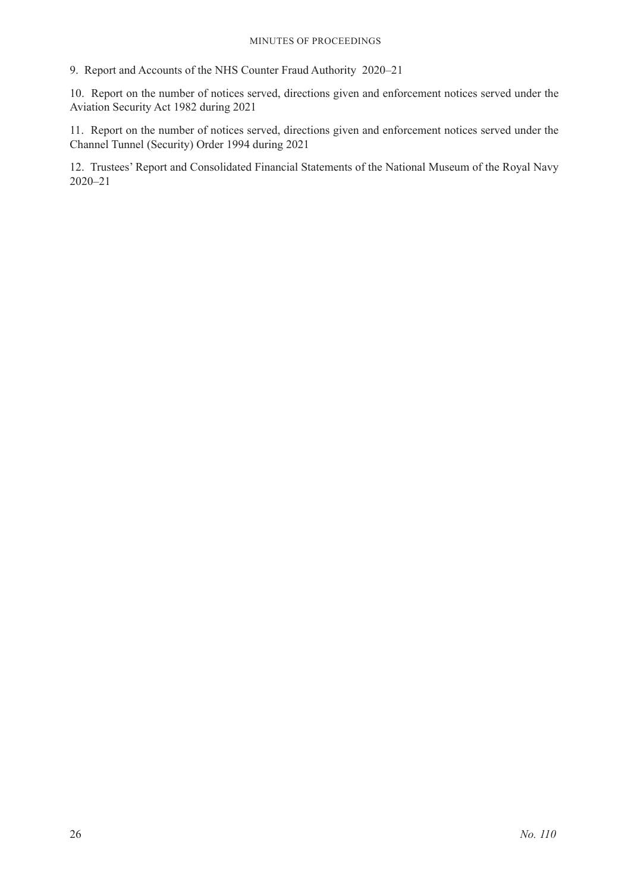9. Report and Accounts of the NHS Counter Fraud Authority 2020–21

10. Report on the number of notices served, directions given and enforcement notices served under the Aviation Security Act 1982 during 2021

11. Report on the number of notices served, directions given and enforcement notices served under the Channel Tunnel (Security) Order 1994 during 2021

12. Trustees' Report and Consolidated Financial Statements of the National Museum of the Royal Navy 2020–21